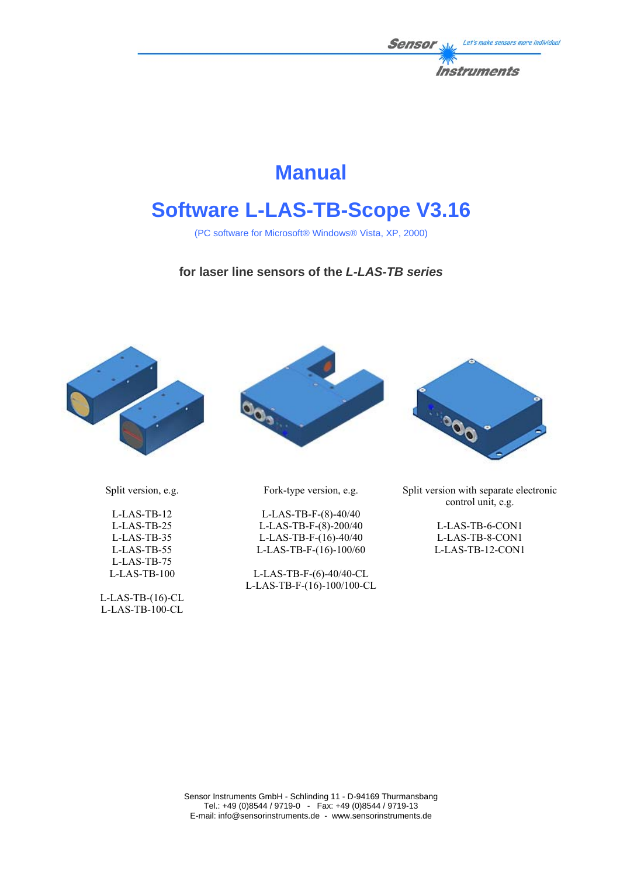# Manual

# Software L-LAS-TB-Scope V3.16

(PC software for Microsoft® Windows® Vista, XP, 2000)

**for laser line sensors of the *L-LAS-TB series***

Split version, e.g.

L-LAS-TB-12
L-LAS-TB-25
L-LAS-TB-35
L-LAS-TB-55
L-LAS-TB-75
L-LAS-TB-100

L-LAS-TB-(16)-CL
L-LAS-TB-100-CL

Fork-type version, e.g.

L-LAS-TB-F-(8)-40/40
L-LAS-TB-F-(8)-200/40
L-LAS-TB-F-(16)-40/40
L-LAS-TB-F-(16)-100/60

L-LAS-TB-F-(6)-40/40-CL
L-LAS-TB-F-(16)-100/100-CL

Split version with separate electronic control unit, e.g.

L-LAS-TB-6-CON1
L-LAS-TB-8-CON1
L-LAS-TB-12-CON1

Sensor Instruments GmbH - Schlinding 11 - D-94169 Thurmansbang
Tel.: +49 (0)8544 / 9719-0 - Fax: +49 (0)8544 / 9719-13
E-mail: info@sensorinstruments.de - www.sensorinstruments.de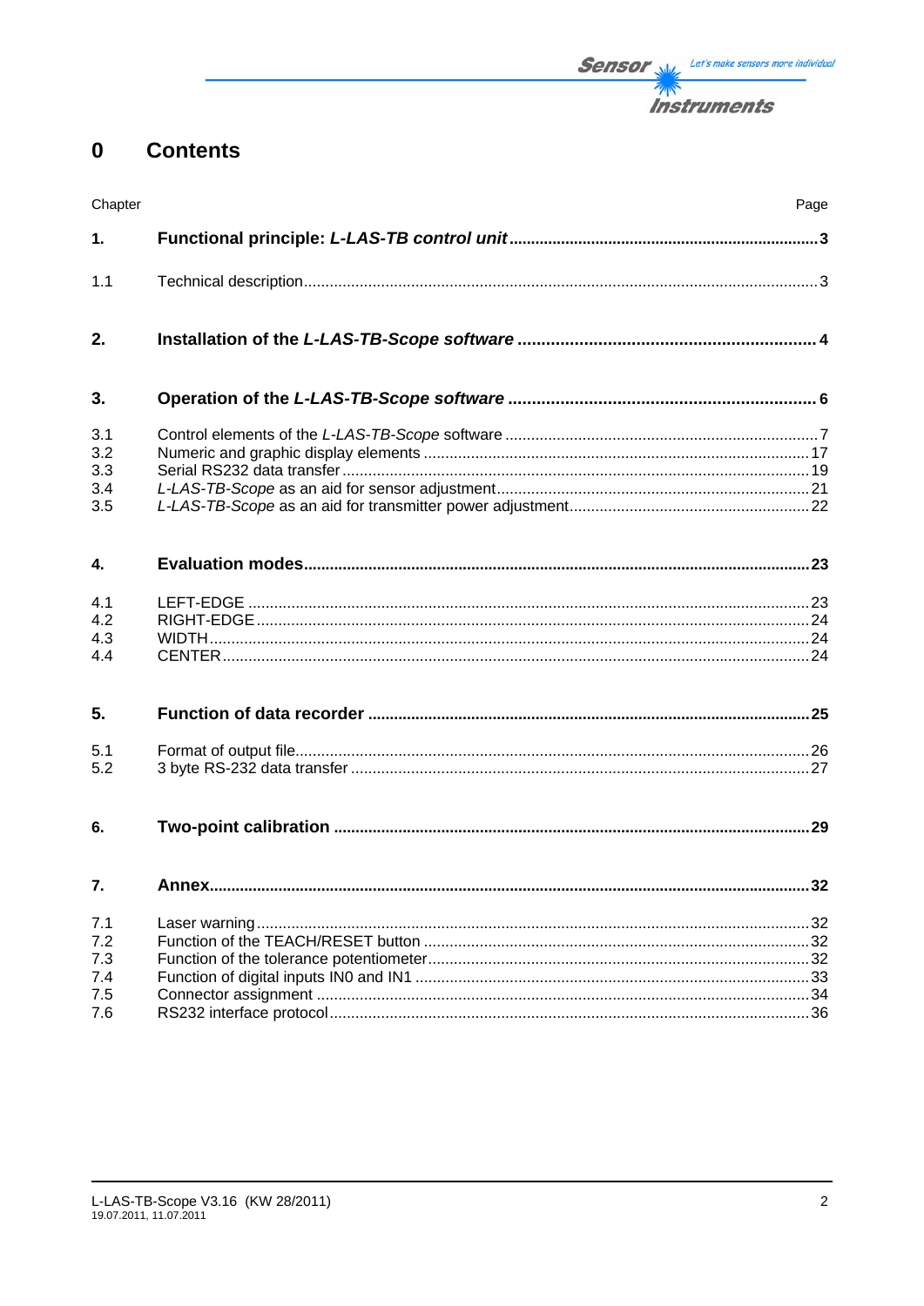# 0 Contents

| Chapter | | Page |
|---|---|---|
| **1.** | **Functional principle: *L-LAS-TB control unit*** | **3** |
| 1.1 | Technical description | 3 |
| **2.** | **Installation of the *L-LAS-TB-Scope software*** | **4** |
| **3.** | **Operation of the *L-LAS-TB-Scope software*** | **6** |
| 3.1 | Control elements of the *L-LAS-TB-Scope* software | 7 |
| 3.2 | Numeric and graphic display elements | 17 |
| 3.3 | Serial RS232 data transfer | 19 |
| 3.4 | *L-LAS-TB-Scope* as an aid for sensor adjustment | 21 |
| 3.5 | *L-LAS-TB-Scope* as an aid for transmitter power adjustment | 22 |
| **4.** | **Evaluation modes** | **23** |
| 4.1 | LEFT-EDGE | 23 |
| 4.2 | RIGHT-EDGE | 24 |
| 4.3 | WIDTH | 24 |
| 4.4 | CENTER | 24 |
| **5.** | **Function of data recorder** | **25** |
| 5.1 | Format of output file | 26 |
| 5.2 | 3 byte RS-232 data transfer | 27 |
| **6.** | **Two-point calibration** | **29** |
| **7.** | **Annex** | **32** |
| 7.1 | Laser warning | 32 |
| 7.2 | Function of the TEACH/RESET button | 32 |
| 7.3 | Function of the tolerance potentiometer | 32 |
| 7.4 | Function of digital inputs IN0 and IN1 | 33 |
| 7.5 | Connector assignment | 34 |
| 7.6 | RS232 interface protocol | 36 |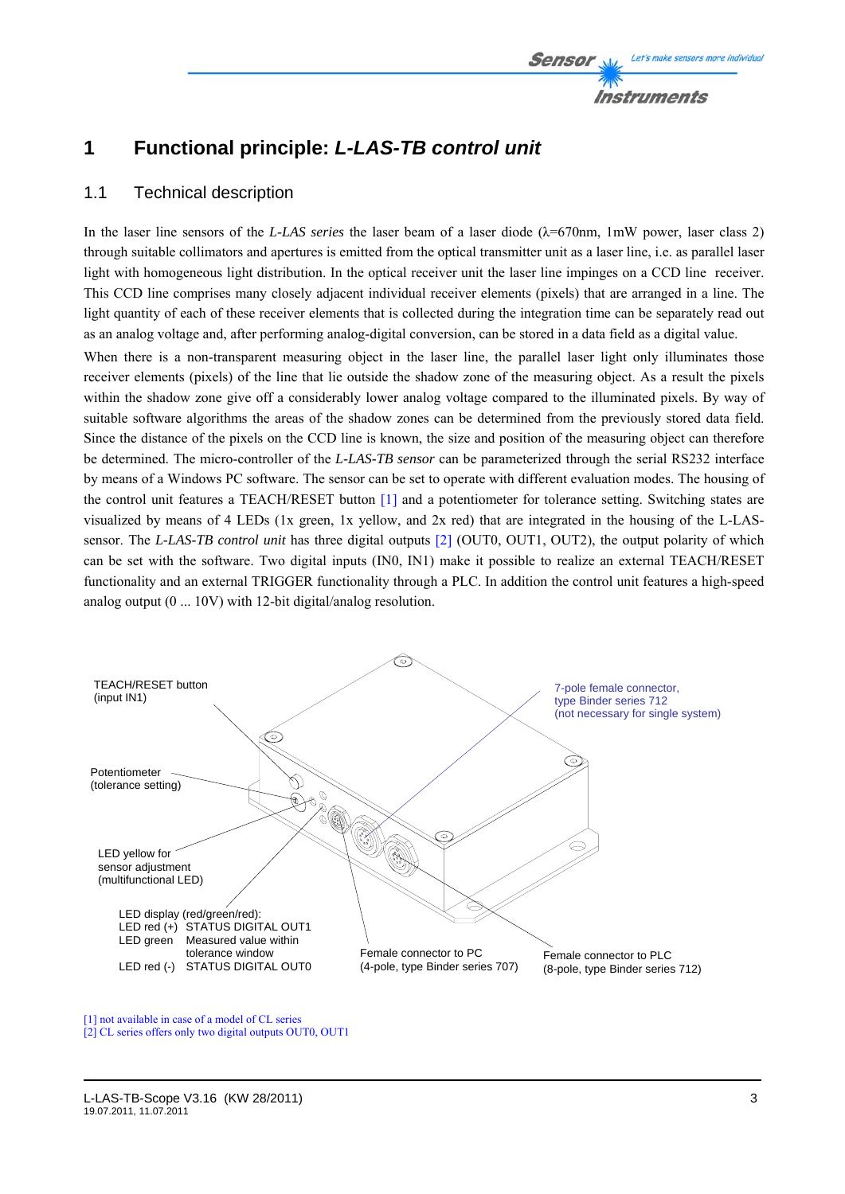# 1 Functional principle: *L-LAS-TB control unit*

## 1.1 Technical description

In the laser line sensors of the *L-LAS series* the laser beam of a laser diode (λ=670nm, 1mW power, laser class 2) through suitable collimators and apertures is emitted from the optical transmitter unit as a laser line, i.e. as parallel laser light with homogeneous light distribution. In the optical receiver unit the laser line impinges on a CCD line receiver. This CCD line comprises many closely adjacent individual receiver elements (pixels) that are arranged in a line. The light quantity of each of these receiver elements that is collected during the integration time can be separately read out as an analog voltage and, after performing analog-digital conversion, can be stored in a data field as a digital value.

When there is a non-transparent measuring object in the laser line, the parallel laser light only illuminates those receiver elements (pixels) of the line that lie outside the shadow zone of the measuring object. As a result the pixels within the shadow zone give off a considerably lower analog voltage compared to the illuminated pixels. By way of suitable software algorithms the areas of the shadow zones can be determined from the previously stored data field. Since the distance of the pixels on the CCD line is known, the size and position of the measuring object can therefore be determined. The micro-controller of the *L-LAS-TB sensor* can be parameterized through the serial RS232 interface by means of a Windows PC software. The sensor can be set to operate with different evaluation modes. The housing of the control unit features a TEACH/RESET button [1] and a potentiometer for tolerance setting. Switching states are visualized by means of 4 LEDs (1x green, 1x yellow, and 2x red) that are integrated in the housing of the L-LAS-sensor. The *L-LAS-TB control unit* has three digital outputs [2] (OUT0, OUT1, OUT2), the output polarity of which can be set with the software. Two digital inputs (IN0, IN1) make it possible to realize an external TEACH/RESET functionality and an external TRIGGER functionality through a PLC. In addition the control unit features a high-speed analog output (0 ... 10V) with 12-bit digital/analog resolution.

TEACH/RESET button
(input IN1)

Potentiometer
(tolerance setting)

LED yellow for
sensor adjustment
(multifunctional LED)

LED display (red/green/red):
LED red (+) STATUS DIGITAL OUT1
LED green Measured value within tolerance window
LED red (-) STATUS DIGITAL OUT0

7-pole female connector,
type Binder series 712
(not necessary for single system)

Female connector to PC
(4-pole, type Binder series 707)

Female connector to PLC
(8-pole, type Binder series 712)

[1] not available in case of a model of CL series
[2] CL series offers only two digital outputs OUT0, OUT1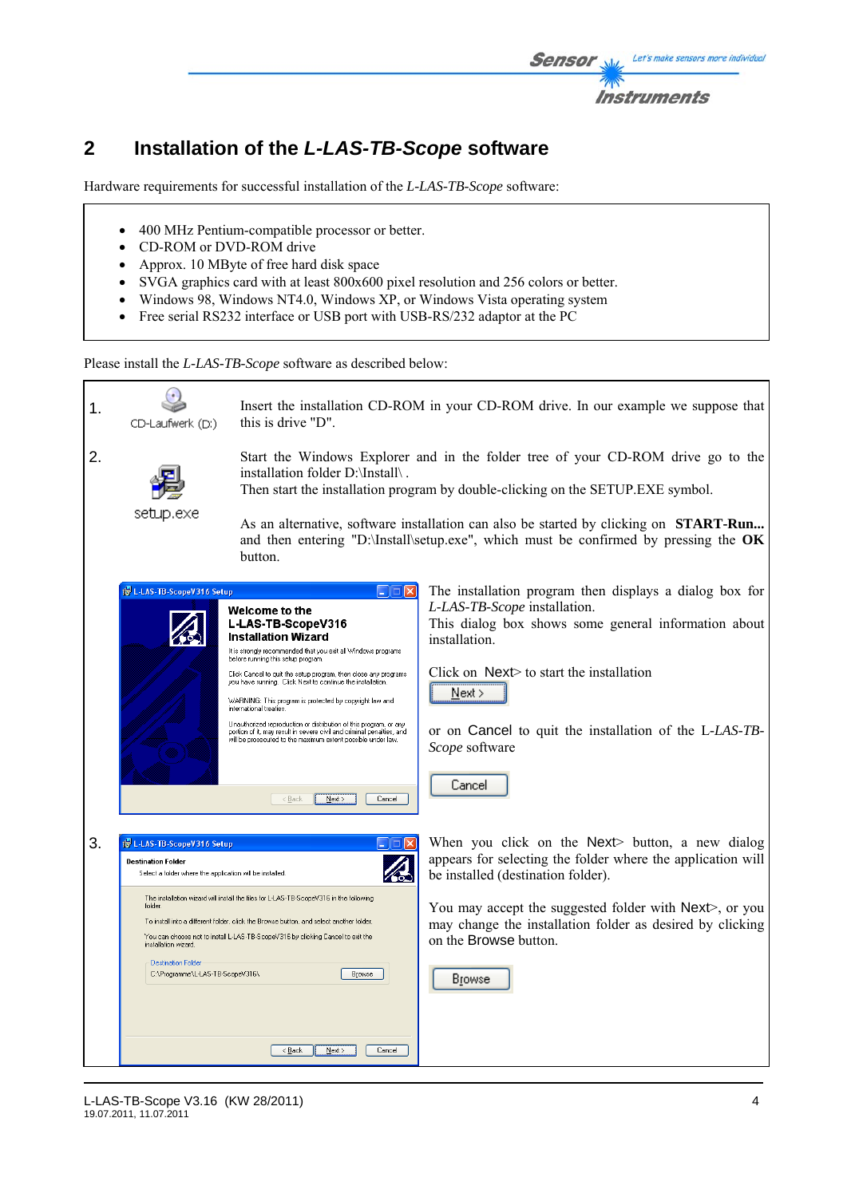## 2 Installation of the *L-LAS-TB-Scope* software

Hardware requirements for successful installation of the *L-LAS-TB-Scope* software:

- 400 MHz Pentium-compatible processor or better.
- CD-ROM or DVD-ROM drive
- Approx. 10 MByte of free hard disk space
- SVGA graphics card with at least 800x600 pixel resolution and 256 colors or better.
- Windows 98, Windows NT4.0, Windows XP, or Windows Vista operating system
- Free serial RS232 interface or USB port with USB-RS/232 adaptor at the PC

Please install the *L-LAS-TB-Scope* software as described below:

1. Insert the installation CD-ROM in your CD-ROM drive. In our example we suppose that this is drive "D".

2. Start the Windows Explorer and in the folder tree of your CD-ROM drive go to the installation folder D:\Install\ .
   Then start the installation program by double-clicking on the SETUP.EXE symbol.

   As an alternative, software installation can also be started by clicking on **START-Run...** and then entering "D:\Install\setup.exe", which must be confirmed by pressing the **OK** button.

   The installation program then displays a dialog box for *L-LAS-TB-Scope* installation.
   This dialog box shows some general information about installation.

   Click on Next> to start the installation

   or on Cancel to quit the installation of the L-*LAS-TB-Scope* software

3. When you click on the Next> button, a new dialog appears for selecting the folder where the application will be installed (destination folder).

   You may accept the suggested folder with Next>, or you may change the installation folder as desired by clicking on the Browse button.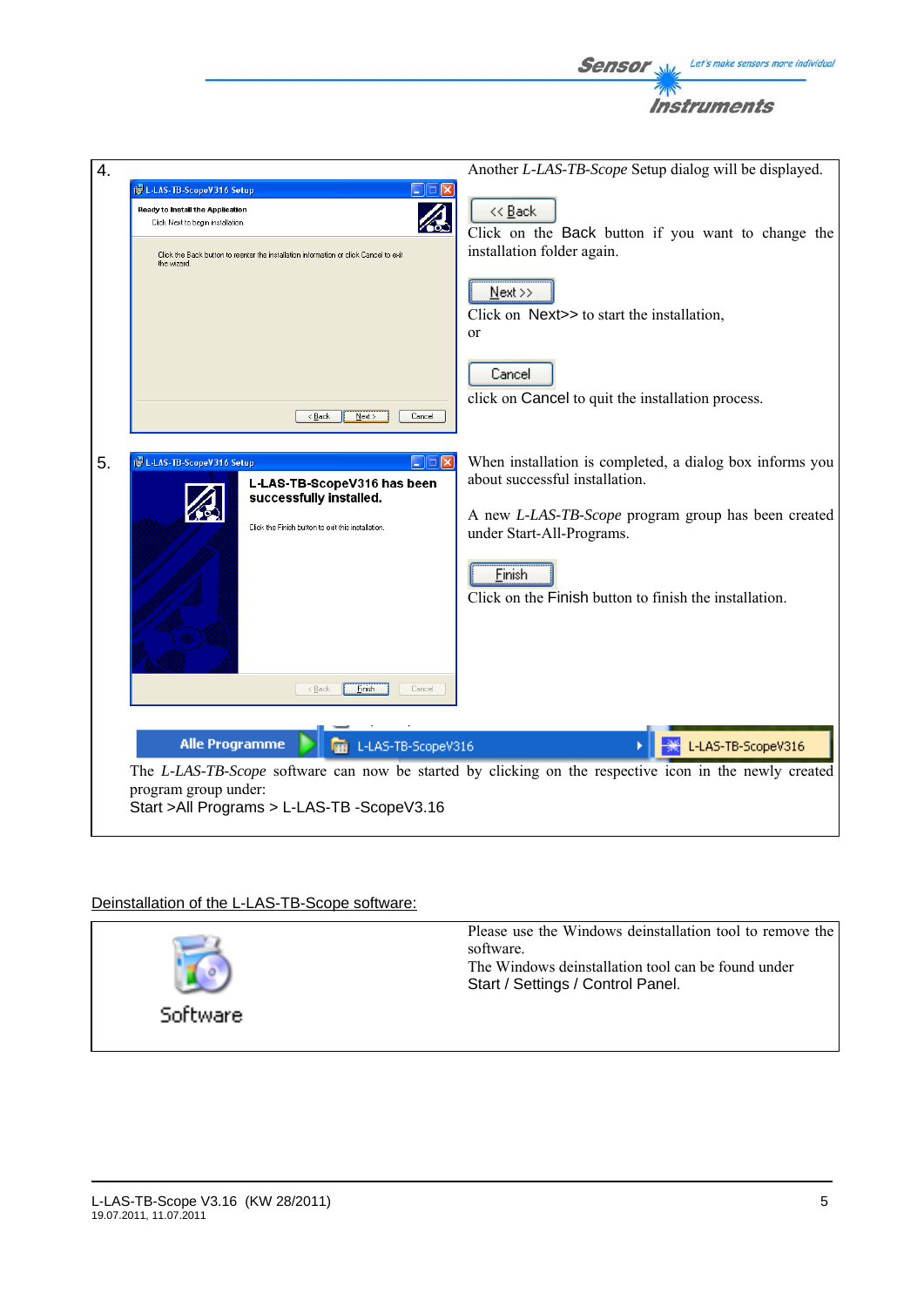4.

Another *L-LAS-TB-Scope* Setup dialog will be displayed.

Click on the Back button if you want to change the installation folder again.

Click on Next>> to start the installation,
or

click on Cancel to quit the installation process.

5.

When installation is completed, a dialog box informs you about successful installation.

A new *L-LAS-TB-Scope* program group has been created under Start-All-Programs.

Click on the Finish button to finish the installation.

The *L-LAS-TB-Scope* software can now be started by clicking on the respective icon in the newly created program group under:
Start >All Programs > L-LAS-TB -ScopeV3.16

Deinstallation of the L-LAS-TB-Scope software:

Please use the Windows deinstallation tool to remove the software.
The Windows deinstallation tool can be found under
Start / Settings / Control Panel.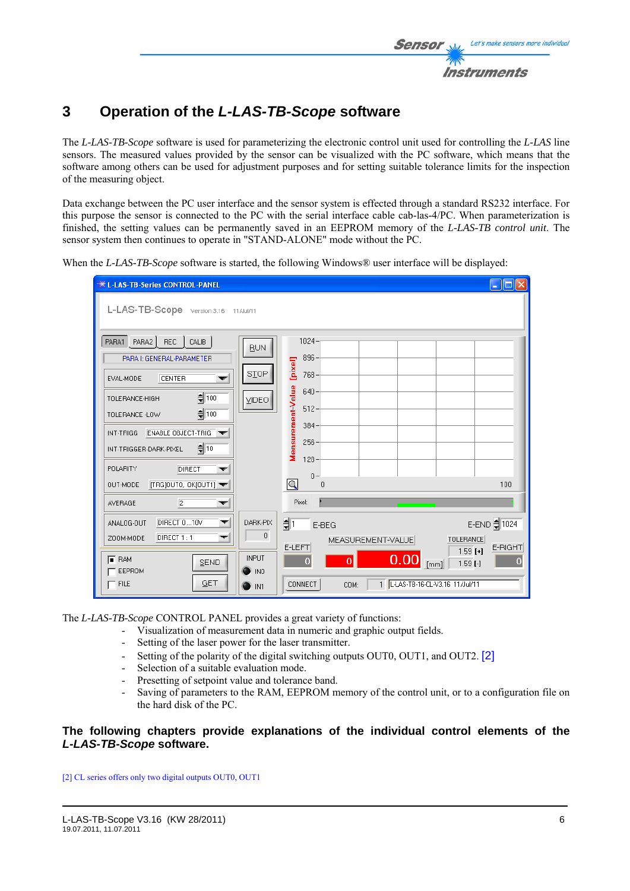# 3 Operation of the *L-LAS-TB-Scope* software

The *L-LAS-TB-Scope* software is used for parameterizing the electronic control unit used for controlling the *L-LAS* line sensors. The measured values provided by the sensor can be visualized with the PC software, which means that the software among others can be used for adjustment purposes and for setting suitable tolerance limits for the inspection of the measuring object.

Data exchange between the PC user interface and the sensor system is effected through a standard RS232 interface. For this purpose the sensor is connected to the PC with the serial interface cable cab-las-4/PC. When parameterization is finished, the setting values can be permanently saved in an EEPROM memory of the *L-LAS-TB control unit*. The sensor system then continues to operate in "STAND-ALONE" mode without the PC.

When the *L-LAS-TB-Scope* software is started, the following Windows® user interface will be displayed:

The *L-LAS-TB-Scope* CONTROL PANEL provides a great variety of functions:

- Visualization of measurement data in numeric and graphic output fields.
- Setting of the laser power for the laser transmitter.
- Setting of the polarity of the digital switching outputs OUT0, OUT1, and OUT2. [2]
- Selection of a suitable evaluation mode.
- Presetting of setpoint value and tolerance band.
- Saving of parameters to the RAM, EEPROM memory of the control unit, or to a configuration file on the hard disk of the PC.

**The following chapters provide explanations of the individual control elements of the *L-LAS-TB-Scope* software.**

[2] CL series offers only two digital outputs OUT0, OUT1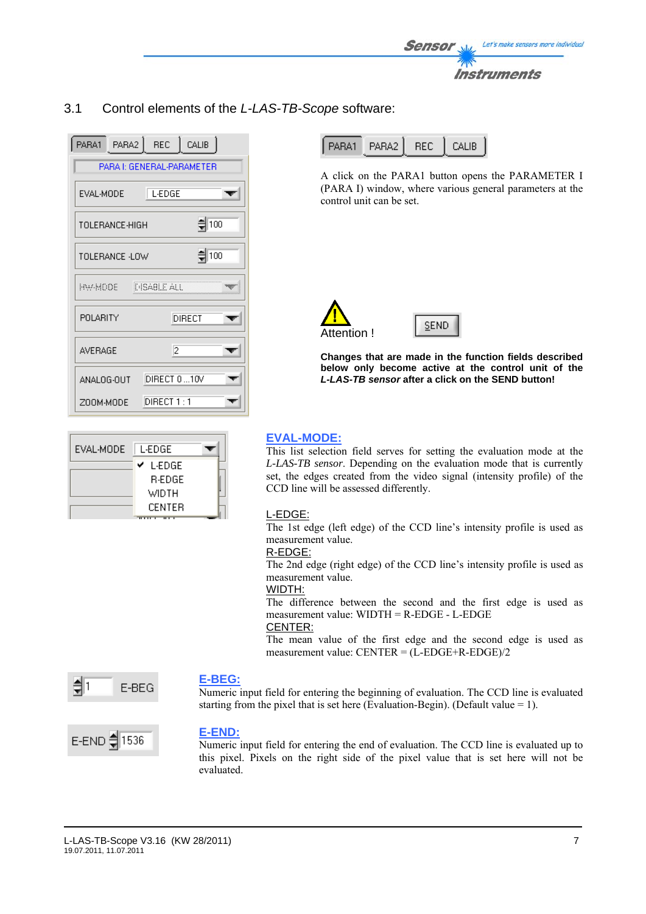## 3.1 Control elements of the *L-LAS-TB-Scope* software:

A click on the PARA1 button opens the PARAMETER I (PARA I) window, where various general parameters at the control unit can be set.

Attention !

**Changes that are made in the function fields described below only become active at the control unit of the *L-LAS-TB sensor* after a click on the SEND button!**

### EVAL-MODE:

This list selection field serves for setting the evaluation mode at the *L-LAS-TB sensor*. Depending on the evaluation mode that is currently set, the edges created from the video signal (intensity profile) of the CCD line will be assessed differently.

L-EDGE:
The 1st edge (left edge) of the CCD line's intensity profile is used as measurement value.

R-EDGE:
The 2nd edge (right edge) of the CCD line's intensity profile is used as measurement value.

WIDTH:
The difference between the second and the first edge is used as measurement value: WIDTH = R-EDGE - L-EDGE

CENTER:
The mean value of the first edge and the second edge is used as measurement value: CENTER = (L-EDGE+R-EDGE)/2

### E-BEG:

Numeric input field for entering the beginning of evaluation. The CCD line is evaluated starting from the pixel that is set here (Evaluation-Begin). (Default value = 1).

### E-END:

Numeric input field for entering the end of evaluation. The CCD line is evaluated up to this pixel. Pixels on the right side of the pixel value that is set here will not be evaluated.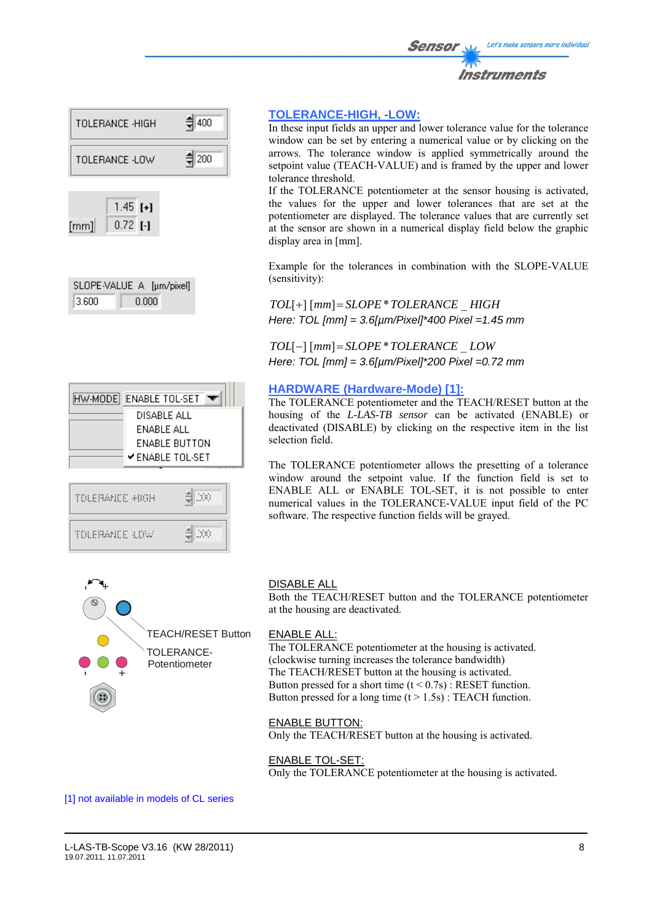## TOLERANCE-HIGH, -LOW:

In these input fields an upper and lower tolerance value for the tolerance window can be set by entering a numerical value or by clicking on the arrows. The tolerance window is applied symmetrically around the setpoint value (TEACH-VALUE) and is framed by the upper and lower tolerance threshold.

If the TOLERANCE potentiometer at the sensor housing is activated, the values for the upper and lower tolerances that are set at the potentiometer are displayed. The tolerance values that are currently set at the sensor are shown in a numerical display field below the graphic display area in [mm].

Example for the tolerances in combination with the SLOPE-VALUE (sensitivity):

$$TOL[+]\,[mm] = SLOPE * TOLERANCE\_HIGH$$

*Here: TOL [mm] = 3.6[µm/Pixel]\*400 Pixel =1.45 mm*

$$TOL[-]\,[mm] = SLOPE * TOLERANCE\_LOW$$

*Here: TOL [mm] = 3.6[µm/Pixel]\*200 Pixel =0.72 mm*

## HARDWARE (Hardware-Mode) [1]:

The TOLERANCE potentiometer and the TEACH/RESET button at the housing of the *L-LAS-TB sensor* can be activated (ENABLE) or deactivated (DISABLE) by clicking on the respective item in the list selection field.

The TOLERANCE potentiometer allows the presetting of a tolerance window around the setpoint value. If the function field is set to ENABLE ALL or ENABLE TOL-SET, it is not possible to enter numerical values in the TOLERANCE-VALUE input field of the PC software. The respective function fields will be grayed.

TEACH/RESET Button

TOLERANCE-Potentiometer

DISABLE ALL

Both the TEACH/RESET button and the TOLERANCE potentiometer at the housing are deactivated.

ENABLE ALL:

The TOLERANCE potentiometer at the housing is activated.
(clockwise turning increases the tolerance bandwidth)
The TEACH/RESET button at the housing is activated.
Button pressed for a short time (t < 0.7s) : RESET function.
Button pressed for a long time (t > 1.5s) : TEACH function.

ENABLE BUTTON:

Only the TEACH/RESET button at the housing is activated.

ENABLE TOL-SET:

Only the TOLERANCE potentiometer at the housing is activated.

[1] not available in models of CL series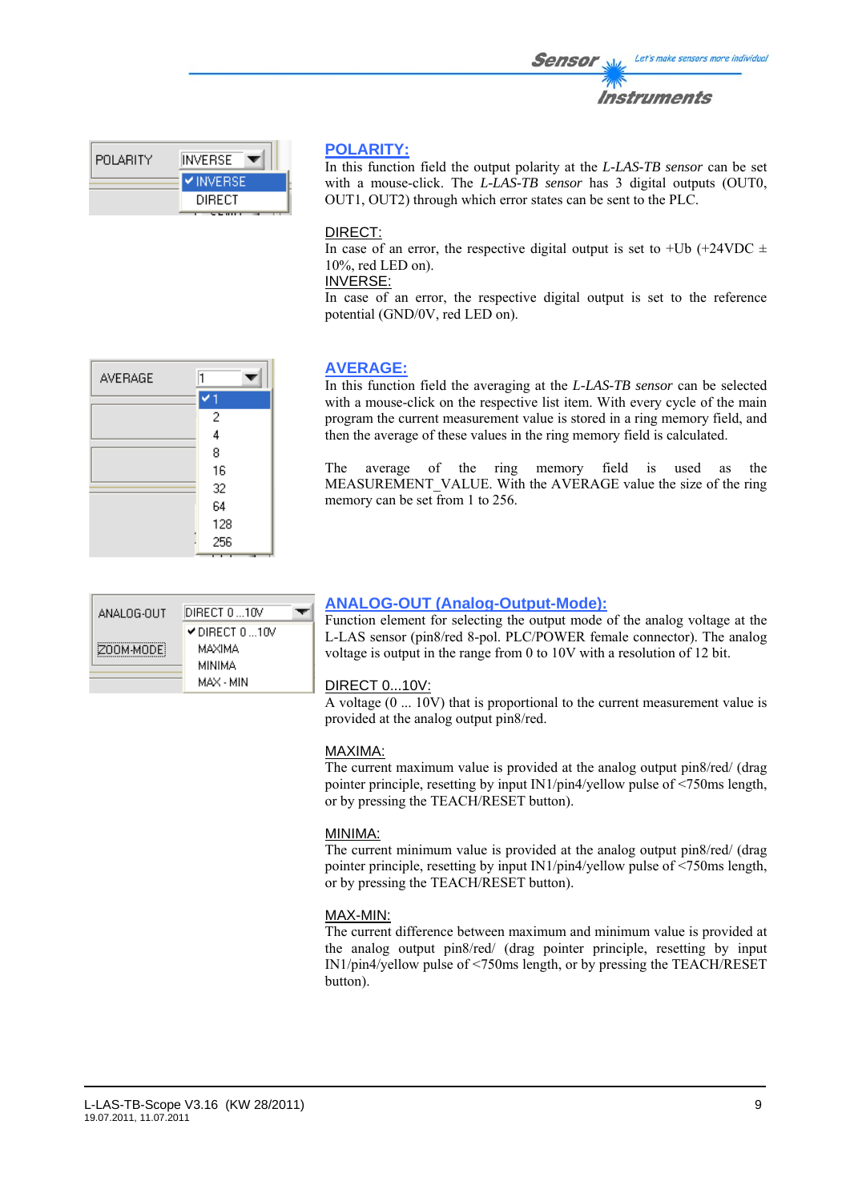## POLARITY:

In this function field the output polarity at the *L-LAS-TB sensor* can be set with a mouse-click. The *L-LAS-TB sensor* has 3 digital outputs (OUT0, OUT1, OUT2) through which error states can be sent to the PLC.

DIRECT:
In case of an error, the respective digital output is set to +Ub (+24VDC ± 10%, red LED on).

INVERSE:
In case of an error, the respective digital output is set to the reference potential (GND/0V, red LED on).

## AVERAGE:

In this function field the averaging at the *L-LAS-TB sensor* can be selected with a mouse-click on the respective list item. With every cycle of the main program the current measurement value is stored in a ring memory field, and then the average of these values in the ring memory field is calculated.

The average of the ring memory field is used as the MEASUREMENT_VALUE. With the AVERAGE value the size of the ring memory can be set from 1 to 256.

## ANALOG-OUT (Analog-Output-Mode):

Function element for selecting the output mode of the analog voltage at the L-LAS sensor (pin8/red 8-pol. PLC/POWER female connector). The analog voltage is output in the range from 0 to 10V with a resolution of 12 bit.

DIRECT 0...10V:
A voltage (0 ... 10V) that is proportional to the current measurement value is provided at the analog output pin8/red.

MAXIMA:
The current maximum value is provided at the analog output pin8/red/ (drag pointer principle, resetting by input IN1/pin4/yellow pulse of <750ms length, or by pressing the TEACH/RESET button).

MINIMA:
The current minimum value is provided at the analog output pin8/red/ (drag pointer principle, resetting by input IN1/pin4/yellow pulse of <750ms length, or by pressing the TEACH/RESET button).

MAX-MIN:
The current difference between maximum and minimum value is provided at the analog output pin8/red/ (drag pointer principle, resetting by input IN1/pin4/yellow pulse of <750ms length, or by pressing the TEACH/RESET button).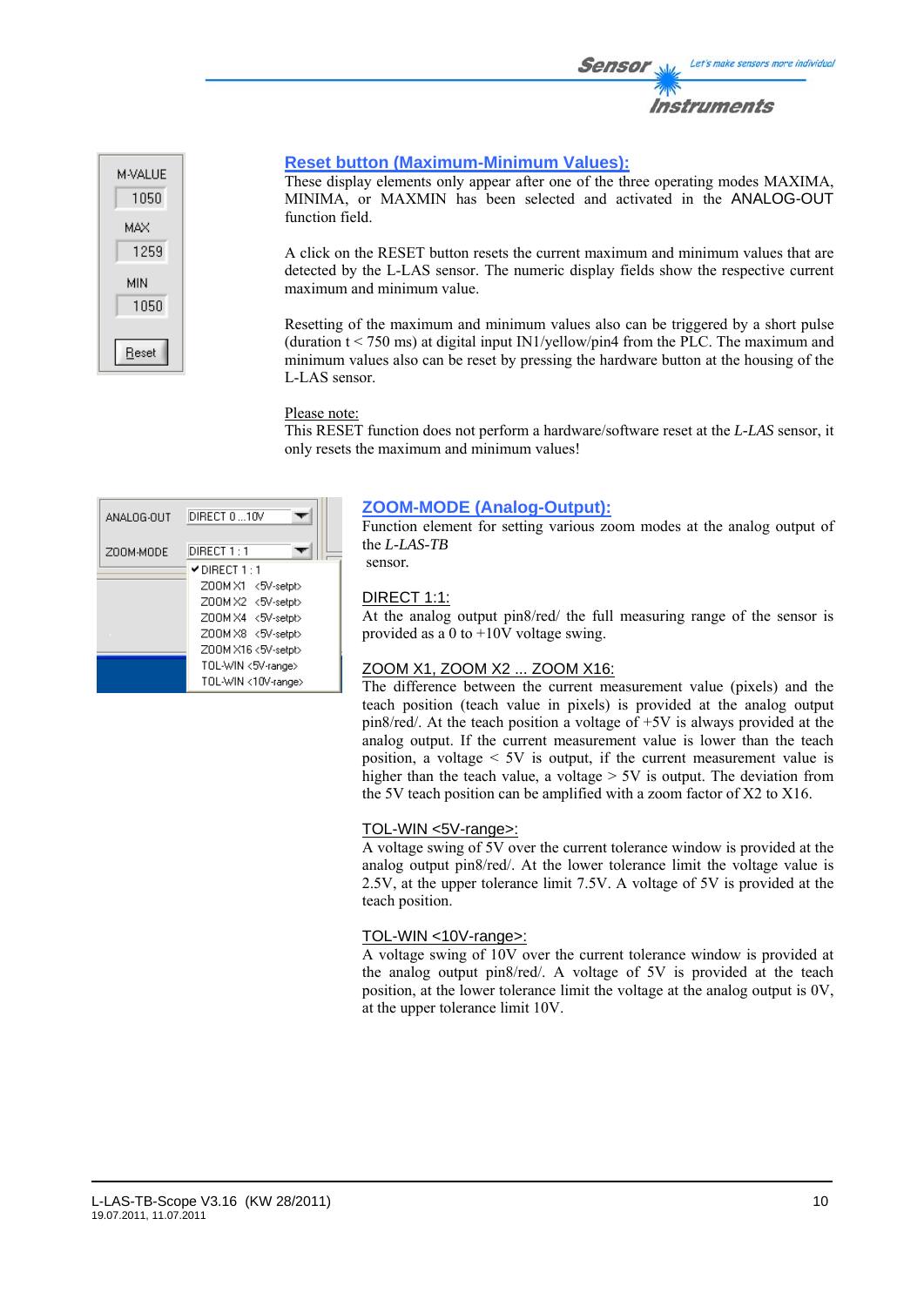## Reset button (Maximum-Minimum Values):

These display elements only appear after one of the three operating modes MAXIMA, MINIMA, or MAXMIN has been selected and activated in the ANALOG-OUT function field.

A click on the RESET button resets the current maximum and minimum values that are detected by the L-LAS sensor. The numeric display fields show the respective current maximum and minimum value.

Resetting of the maximum and minimum values also can be triggered by a short pulse (duration t < 750 ms) at digital input IN1/yellow/pin4 from the PLC. The maximum and minimum values also can be reset by pressing the hardware button at the housing of the L-LAS sensor.

Please note:
This RESET function does not perform a hardware/software reset at the *L-LAS* sensor, it only resets the maximum and minimum values!

## ZOOM-MODE (Analog-Output):

Function element for setting various zoom modes at the analog output of the *L-LAS-TB* sensor.

DIRECT 1:1:
At the analog output pin8/red/ the full measuring range of the sensor is provided as a 0 to +10V voltage swing.

ZOOM X1, ZOOM X2 ... ZOOM X16:
The difference between the current measurement value (pixels) and the teach position (teach value in pixels) is provided at the analog output pin8/red/. At the teach position a voltage of +5V is always provided at the analog output. If the current measurement value is lower than the teach position, a voltage < 5V is output, if the current measurement value is higher than the teach value, a voltage > 5V is output. The deviation from the 5V teach position can be amplified with a zoom factor of X2 to X16.

TOL-WIN <5V-range>:
A voltage swing of 5V over the current tolerance window is provided at the analog output pin8/red/. At the lower tolerance limit the voltage value is 2.5V, at the upper tolerance limit 7.5V. A voltage of 5V is provided at the teach position.

TOL-WIN <10V-range>:
A voltage swing of 10V over the current tolerance window is provided at the analog output pin8/red/. A voltage of 5V is provided at the teach position, at the lower tolerance limit the voltage at the analog output is 0V, at the upper tolerance limit 10V.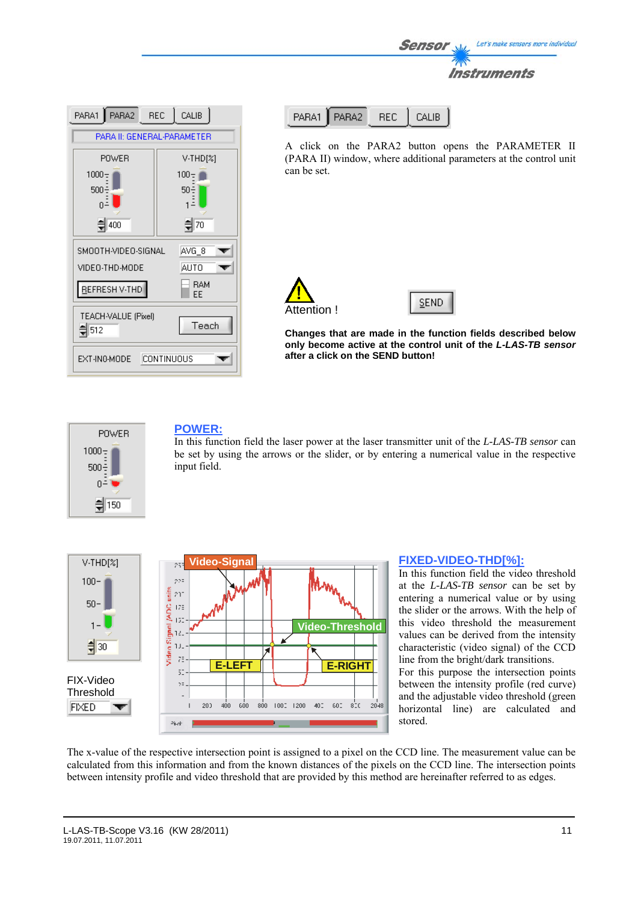A click on the PARA2 button opens the PARAMETER II (PARA II) window, where additional parameters at the control unit can be set.

Attention !

**Changes that are made in the function fields described below only become active at the control unit of the *L-LAS-TB sensor* after a click on the SEND button!**

## POWER:

In this function field the laser power at the laser transmitter unit of the *L-LAS-TB sensor* can be set by using the arrows or the slider, or by entering a numerical value in the respective input field.

FIX-Video Threshold

## FIXED-VIDEO-THD[%]:

In this function field the video threshold at the *L-LAS-TB sensor* can be set by entering a numerical value or by using the slider or the arrows. With the help of this video threshold the measurement values can be derived from the intensity characteristic (video signal) of the CCD line from the bright/dark transitions.

For this purpose the intersection points between the intensity profile (red curve) and the adjustable video threshold (green horizontal line) are calculated and stored.

The x-value of the respective intersection point is assigned to a pixel on the CCD line. The measurement value can be calculated from this information and from the known distances of the pixels on the CCD line. The intersection points between intensity profile and video threshold that are provided by this method are hereinafter referred to as edges.

L-LAS-TB-Scope V3.16 (KW 28/2011)
19.07.2011, 11.07.2011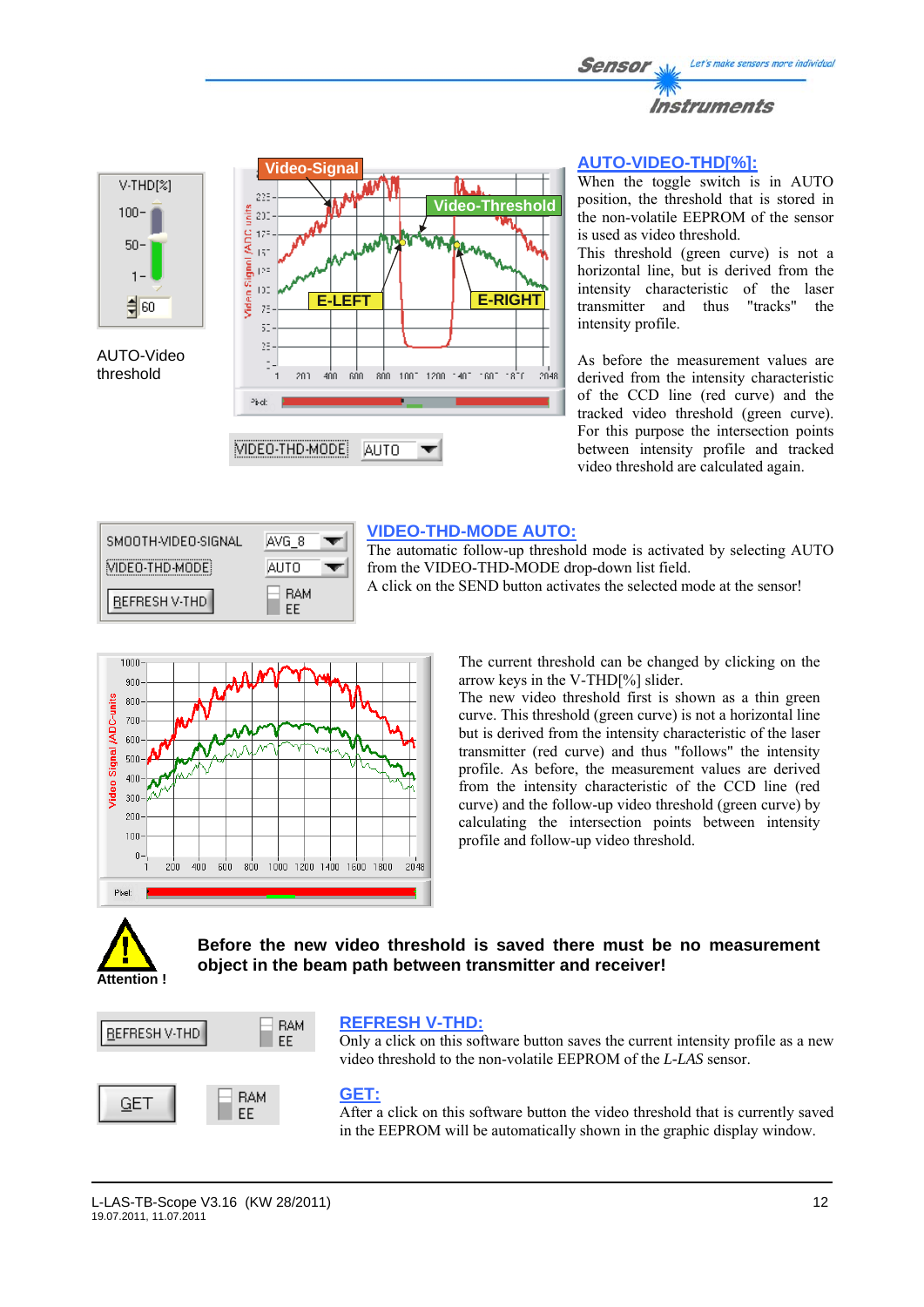AUTO-Video threshold

## AUTO-VIDEO-THD[%]:

When the toggle switch is in AUTO position, the threshold that is stored in the non-volatile EEPROM of the sensor is used as video threshold.

This threshold (green curve) is not a horizontal line, but is derived from the intensity characteristic of the laser transmitter and thus "tracks" the intensity profile.

As before the measurement values are derived from the intensity characteristic of the CCD line (red curve) and the tracked video threshold (green curve). For this purpose the intersection points between intensity profile and tracked video threshold are calculated again.

## VIDEO-THD-MODE AUTO:

The automatic follow-up threshold mode is activated by selecting AUTO from the VIDEO-THD-MODE drop-down list field.

A click on the SEND button activates the selected mode at the sensor!

The current threshold can be changed by clicking on the arrow keys in the V-THD[%] slider.

The new video threshold first is shown as a thin green curve. This threshold (green curve) is not a horizontal line but is derived from the intensity characteristic of the laser transmitter (red curve) and thus "follows" the intensity profile. As before, the measurement values are derived from the intensity characteristic of the CCD line (red curve) and the follow-up video threshold (green curve) by calculating the intersection points between intensity profile and follow-up video threshold.

Attention !

**Before the new video threshold is saved there must be no measurement object in the beam path between transmitter and receiver!**

## REFRESH V-THD:

Only a click on this software button saves the current intensity profile as a new video threshold to the non-volatile EEPROM of the *L-LAS* sensor.

## GET:

After a click on this software button the video threshold that is currently saved in the EEPROM will be automatically shown in the graphic display window.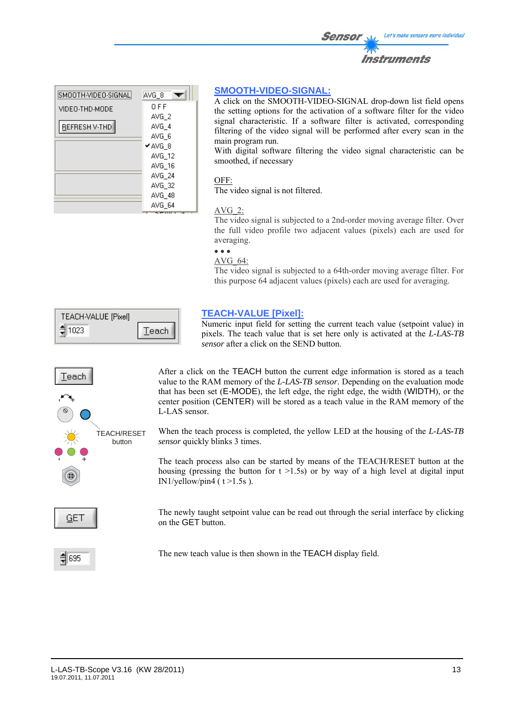**SMOOTH-VIDEO-SIGNAL:**

A click on the SMOOTH-VIDEO-SIGNAL drop-down list field opens the setting options for the activation of a software filter for the video signal characteristic. If a software filter is activated, corresponding filtering of the video signal will be performed after every scan in the main program run.

With digital software filtering the video signal characteristic can be smoothed, if necessary

OFF:

The video signal is not filtered.

AVG_2:

The video signal is subjected to a 2nd-order moving average filter. Over the full video profile two adjacent values (pixels) each are used for averaging.

• • •

AVG_64:

The video signal is subjected to a 64th-order moving average filter. For this purpose 64 adjacent values (pixels) each are used for averaging.

**TEACH-VALUE [Pixel]:**

Numeric input field for setting the current teach value (setpoint value) in pixels. The teach value that is set here only is activated at the *L-LAS-TB sensor* after a click on the SEND button.

After a click on the TEACH button the current edge information is stored as a teach value to the RAM memory of the *L-LAS-TB sensor*. Depending on the evaluation mode that has been set (E-MODE), the left edge, the right edge, the width (WIDTH), or the center position (CENTER) will be stored as a teach value in the RAM memory of the L-LAS sensor.

When the teach process is completed, the yellow LED at the housing of the *L-LAS-TB sensor* quickly blinks 3 times.

TEACH/RESET button

The teach process also can be started by means of the TEACH/RESET button at the housing (pressing the button for t >1.5s) or by way of a high level at digital input IN1/yellow/pin4 ( t >1.5s ).

The newly taught setpoint value can be read out through the serial interface by clicking on the GET button.

The new teach value is then shown in the TEACH display field.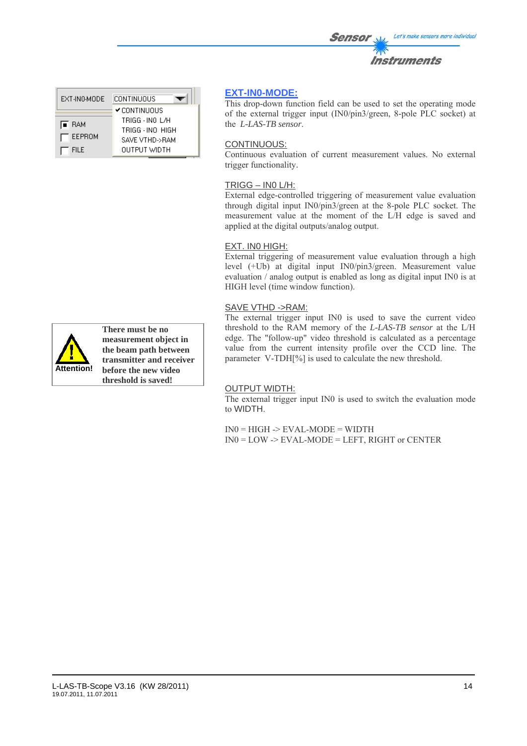EXT-IN0-MODE | CONTINUOUS
- ✔ CONTINUOUS
- TRIGG - IN0 L/H
- TRIGG - IN0 HIGH
- SAVE VTHD->RAM
- OUTPUT WIDTH

RAM | EEPROM | FILE

## EXT-IN0-MODE:

This drop-down function field can be used to set the operating mode of the external trigger input (IN0/pin3/green, 8-pole PLC socket) at the *L-LAS-TB sensor*.

### CONTINUOUS:

Continuous evaluation of current measurement values. No external trigger functionality.

### TRIGG – IN0 L/H:

External edge-controlled triggering of measurement value evaluation through digital input IN0/pin3/green at the 8-pole PLC socket. The measurement value at the moment of the L/H edge is saved and applied at the digital outputs/analog output.

### EXT. IN0 HIGH:

External triggering of measurement value evaluation through a high level (+Ub) at digital input IN0/pin3/green. Measurement value evaluation / analog output is enabled as long as digital input IN0 is at HIGH level (time window function).

### SAVE VTHD ->RAM:

The external trigger input IN0 is used to save the current video threshold to the RAM memory of the *L-LAS-TB sensor* at the L/H edge. The "follow-up" video threshold is calculated as a percentage value from the current intensity profile over the CCD line. The parameter V-TDH[%] is used to calculate the new threshold.

**Attention!** **There must be no measurement object in the beam path between transmitter and receiver before the new video threshold is saved!**

### OUTPUT WIDTH:

The external trigger input IN0 is used to switch the evaluation mode to WIDTH.

IN0 = HIGH -> EVAL-MODE = WIDTH
IN0 = LOW -> EVAL-MODE = LEFT, RIGHT or CENTER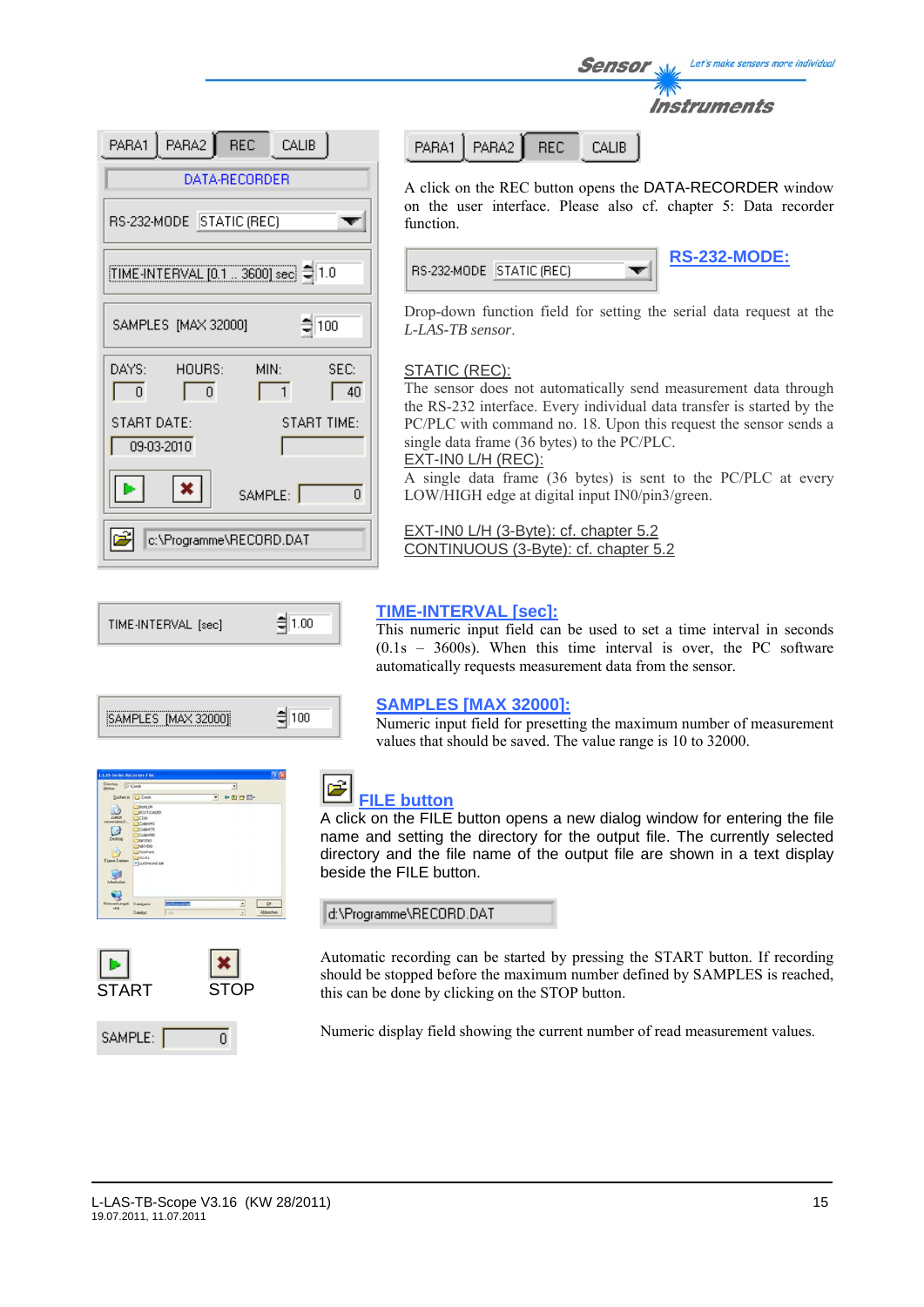PARA1 | PARA2 | REC | CALIB

A click on the REC button opens the DATA-RECORDER window on the user interface. Please also cf. chapter 5: Data recorder function.

**RS-232-MODE:**

Drop-down function field for setting the serial data request at the *L-LAS-TB sensor*.

STATIC (REC):
The sensor does not automatically send measurement data through the RS-232 interface. Every individual data transfer is started by the PC/PLC with command no. 18. Upon this request the sensor sends a single data frame (36 bytes) to the PC/PLC.

EXT-IN0 L/H (REC):
A single data frame (36 bytes) is sent to the PC/PLC at every LOW/HIGH edge at digital input IN0/pin3/green.

EXT-IN0 L/H (3-Byte): cf. chapter 5.2
CONTINUOUS (3-Byte): cf. chapter 5.2

**TIME-INTERVAL [sec]:**

This numeric input field can be used to set a time interval in seconds (0.1s – 3600s). When this time interval is over, the PC software automatically requests measurement data from the sensor.

**SAMPLES [MAX 32000]:**

Numeric input field for presetting the maximum number of measurement values that should be saved. The value range is 10 to 32000.

**FILE button**

A click on the FILE button opens a new dialog window for entering the file name and setting the directory for the output file. The currently selected directory and the file name of the output file are shown in a text display beside the FILE button.

d:\Programme\RECORD.DAT

START | STOP

Automatic recording can be started by pressing the START button. If recording should be stopped before the maximum number defined by SAMPLES is reached, this can be done by clicking on the STOP button.

SAMPLE:

Numeric display field showing the current number of read measurement values.

L-LAS-TB-Scope V3.16 (KW 28/2011)
19.07.2011, 11.07.2011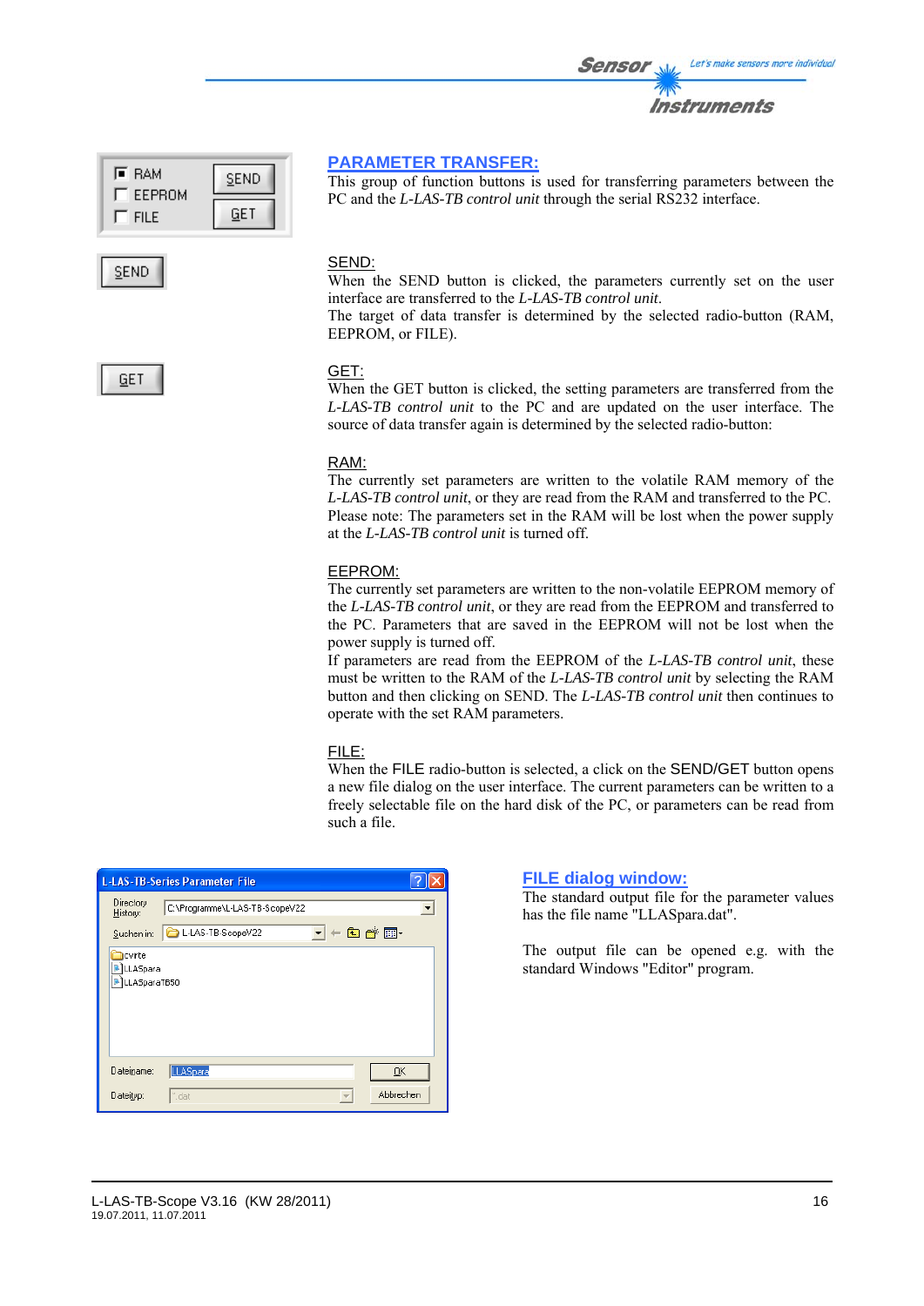## PARAMETER TRANSFER:

This group of function buttons is used for transferring parameters between the PC and the *L-LAS-TB control unit* through the serial RS232 interface.

### SEND:

When the SEND button is clicked, the parameters currently set on the user interface are transferred to the *L-LAS-TB control unit*.

The target of data transfer is determined by the selected radio-button (RAM, EEPROM, or FILE).

### GET:

When the GET button is clicked, the setting parameters are transferred from the *L-LAS-TB control unit* to the PC and are updated on the user interface. The source of data transfer again is determined by the selected radio-button:

### RAM:

The currently set parameters are written to the volatile RAM memory of the *L-LAS-TB control unit*, or they are read from the RAM and transferred to the PC. Please note: The parameters set in the RAM will be lost when the power supply at the *L-LAS-TB control unit* is turned off.

### EEPROM:

The currently set parameters are written to the non-volatile EEPROM memory of the *L-LAS-TB control unit*, or they are read from the EEPROM and transferred to the PC. Parameters that are saved in the EEPROM will not be lost when the power supply is turned off.

If parameters are read from the EEPROM of the *L-LAS-TB control unit*, these must be written to the RAM of the *L-LAS-TB control unit* by selecting the RAM button and then clicking on SEND. The *L-LAS-TB control unit* then continues to operate with the set RAM parameters.

### FILE:

When the FILE radio-button is selected, a click on the SEND/GET button opens a new file dialog on the user interface. The current parameters can be written to a freely selectable file on the hard disk of the PC, or parameters can be read from such a file.

## FILE dialog window:

The standard output file for the parameter values has the file name "LLASpara.dat".

The output file can be opened e.g. with the standard Windows "Editor" program.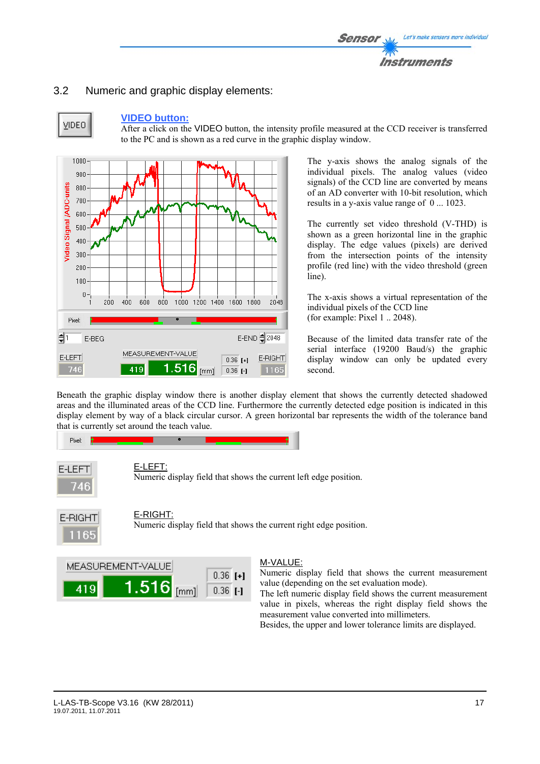## 3.2 Numeric and graphic display elements:

**VIDEO button:**

After a click on the VIDEO button, the intensity profile measured at the CCD receiver is transferred to the PC and is shown as a red curve in the graphic display window.

The y-axis shows the analog signals of the individual pixels. The analog values (video signals) of the CCD line are converted by means of an AD converter with 10-bit resolution, which results in a y-axis value range of 0 ... 1023.

The currently set video threshold (V-THD) is shown as a green horizontal line in the graphic display. The edge values (pixels) are derived from the intersection points of the intensity profile (red line) with the video threshold (green line).

The x-axis shows a virtual representation of the individual pixels of the CCD line (for example: Pixel 1 .. 2048).

Because of the limited data transfer rate of the serial interface (19200 Baud/s) the graphic display window can only be updated every second.

Beneath the graphic display window there is another display element that shows the currently detected shadowed areas and the illuminated areas of the CCD line. Furthermore the currently detected edge position is indicated in this display element by way of a black circular cursor. A green horizontal bar represents the width of the tolerance band that is currently set around the teach value.

E-LEFT:

Numeric display field that shows the current left edge position.

E-RIGHT:

Numeric display field that shows the current right edge position.

M-VALUE:

Numeric display field that shows the current measurement value (depending on the set evaluation mode).

The left numeric display field shows the current measurement value in pixels, whereas the right display field shows the measurement value converted into millimeters.

Besides, the upper and lower tolerance limits are displayed.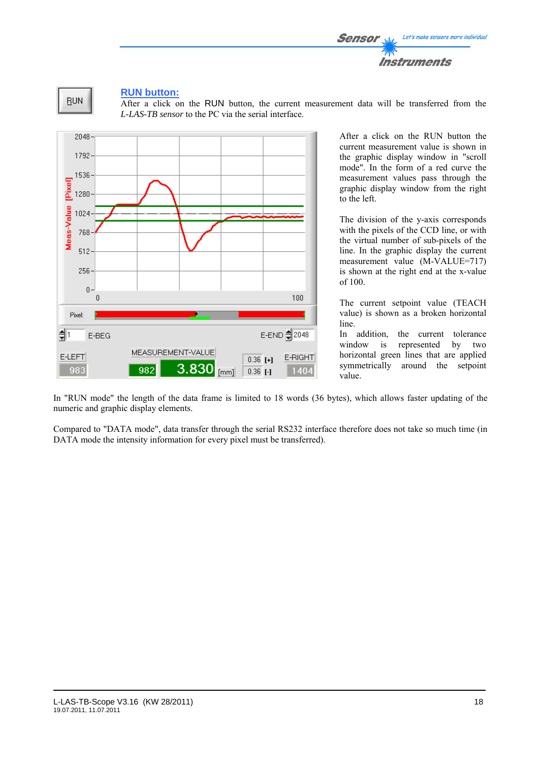## RUN button:

After a click on the RUN button, the current measurement data will be transferred from the *L-LAS-TB sensor* to the PC via the serial interface.

After a click on the RUN button the current measurement value is shown in the graphic display window in "scroll mode". In the form of a red curve the measurement values pass through the graphic display window from the right to the left.

The division of the y-axis corresponds with the pixels of the CCD line, or with the virtual number of sub-pixels of the line. In the graphic display the current measurement value (M-VALUE=717) is shown at the right end at the x-value of 100.

The current setpoint value (TEACH value) is shown as a broken horizontal line.

In addition, the current tolerance window is represented by two horizontal green lines that are applied symmetrically around the setpoint value.

In "RUN mode" the length of the data frame is limited to 18 words (36 bytes), which allows faster updating of the numeric and graphic display elements.

Compared to "DATA mode", data transfer through the serial RS232 interface therefore does not take so much time (in DATA mode the intensity information for every pixel must be transferred).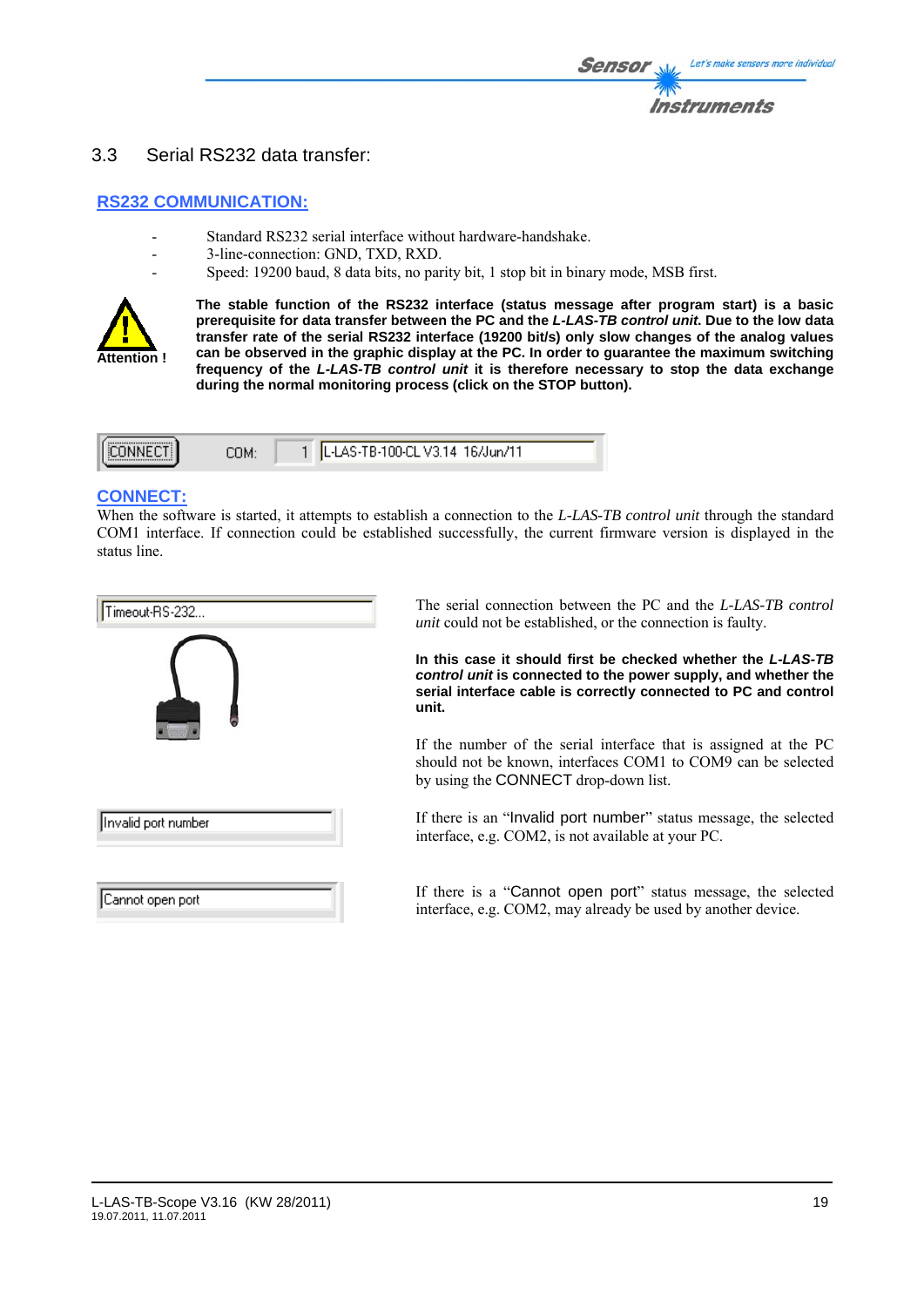## 3.3 Serial RS232 data transfer:

### RS232 COMMUNICATION:

- Standard RS232 serial interface without hardware-handshake.
- 3-line-connection: GND, TXD, RXD.
- Speed: 19200 baud, 8 data bits, no parity bit, 1 stop bit in binary mode, MSB first.

Attention !

**The stable function of the RS232 interface (status message after program start) is a basic prerequisite for data transfer between the PC and the *L-LAS-TB control unit*. Due to the low data transfer rate of the serial RS232 interface (19200 bit/s) only slow changes of the analog values can be observed in the graphic display at the PC. In order to guarantee the maximum switching frequency of the *L-LAS-TB control unit* it is therefore necessary to stop the data exchange during the normal monitoring process (click on the STOP button).**

CONNECT | COM: 1 | L-LAS-TB-100-CL V3.14 16/Jun/11

### CONNECT:

When the software is started, it attempts to establish a connection to the *L-LAS-TB control unit* through the standard COM1 interface. If connection could be established successfully, the current firmware version is displayed in the status line.

Timeout-RS-232...

The serial connection between the PC and the *L-LAS-TB control unit* could not be established, or the connection is faulty.

**In this case it should first be checked whether the *L-LAS-TB control unit* is connected to the power supply, and whether the serial interface cable is correctly connected to PC and control unit.**

If the number of the serial interface that is assigned at the PC should not be known, interfaces COM1 to COM9 can be selected by using the CONNECT drop-down list.

Invalid port number

If there is an "Invalid port number" status message, the selected interface, e.g. COM2, is not available at your PC.

Cannot open port

If there is a "Cannot open port" status message, the selected interface, e.g. COM2, may already be used by another device.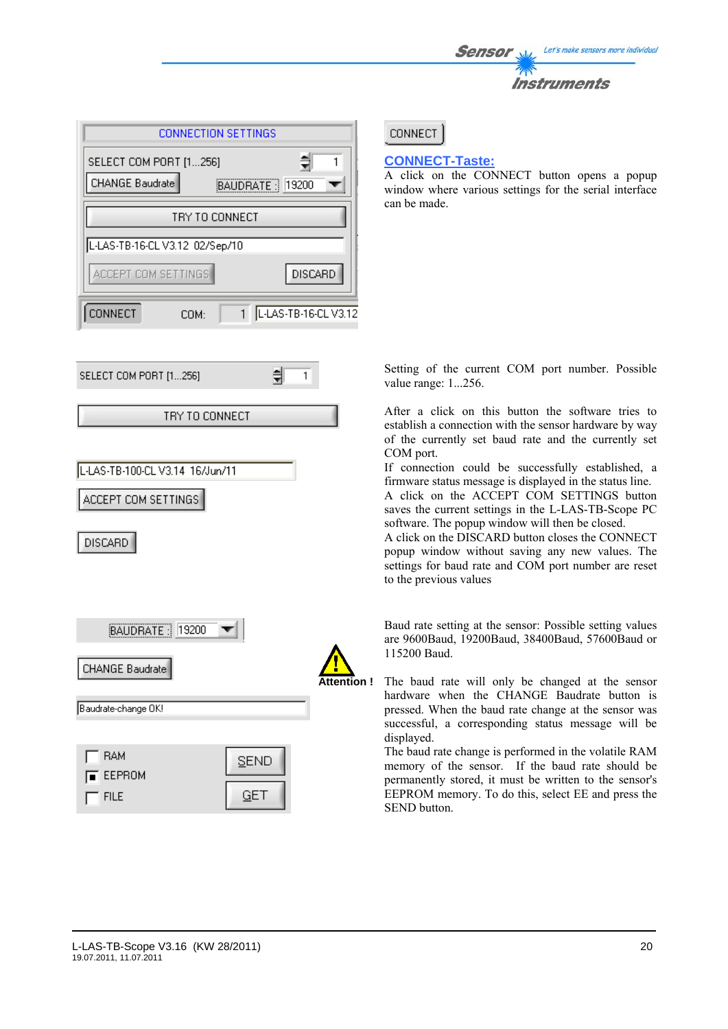CONNECTION SETTINGS

SELECT COM PORT [1...256] 1

CHANGE Baudrate | BAUDRATE 19200

TRY TO CONNECT

L-LAS-TB-16-CL V3.12 02/Sep/10

ACCEPT COM SETTINGS | DISCARD

CONNECT | COM: 1 | L-LAS-TB-16-CL V3.12

CONNECT

## CONNECT-Taste:

A click on the CONNECT button opens a popup window where various settings for the serial interface can be made.

SELECT COM PORT [1...256] 1

Setting of the current COM port number. Possible value range: 1...256.

TRY TO CONNECT

L-LAS-TB-100-CL V3.14 16/Jun/11

ACCEPT COM SETTINGS

DISCARD

After a click on this button the software tries to establish a connection with the sensor hardware by way of the currently set baud rate and the currently set COM port.

If connection could be successfully established, a firmware status message is displayed in the status line.

A click on the ACCEPT COM SETTINGS button saves the current settings in the L-LAS-TB-Scope PC software. The popup window will then be closed.

A click on the DISCARD button closes the CONNECT popup window without saving any new values. The settings for baud rate and COM port number are reset to the previous values

BAUDRATE 19200

Baud rate setting at the sensor: Possible setting values are 9600Baud, 19200Baud, 38400Baud, 57600Baud or 115200 Baud.

CHANGE Baudrate

Baudrate-change OK!

RAM | SEND
EEPROM | GET
FILE

**Attention !**

The baud rate will only be changed at the sensor hardware when the CHANGE Baudrate button is pressed. When the baud rate change at the sensor was successful, a corresponding status message will be displayed.

The baud rate change is performed in the volatile RAM memory of the sensor. If the baud rate should be permanently stored, it must be written to the sensor's EEPROM memory. To do this, select EE and press the SEND button.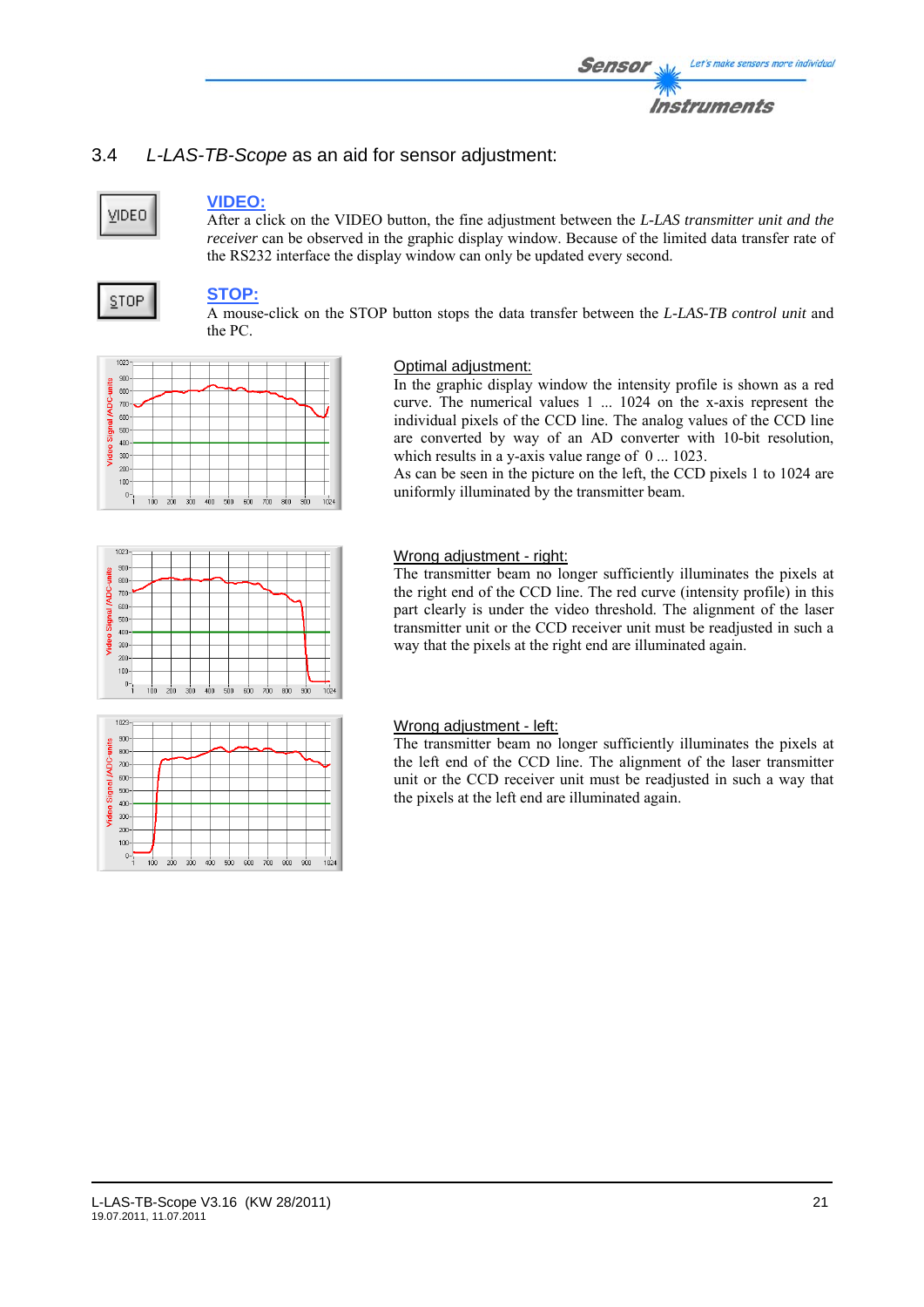## 3.4 *L-LAS-TB-Scope* as an aid for sensor adjustment:

VIDEO

**VIDEO:**
After a click on the VIDEO button, the fine adjustment between the *L-LAS transmitter unit and the receiver* can be observed in the graphic display window. Because of the limited data transfer rate of the RS232 interface the display window can only be updated every second.

STOP

**STOP:**
A mouse-click on the STOP button stops the data transfer between the *L-LAS-TB control unit* and the PC.

Optimal adjustment:
In the graphic display window the intensity profile is shown as a red curve. The numerical values 1 ... 1024 on the x-axis represent the individual pixels of the CCD line. The analog values of the CCD line are converted by way of an AD converter with 10-bit resolution, which results in a y-axis value range of 0 ... 1023.
As can be seen in the picture on the left, the CCD pixels 1 to 1024 are uniformly illuminated by the transmitter beam.

Wrong adjustment - right:
The transmitter beam no longer sufficiently illuminates the pixels at the right end of the CCD line. The red curve (intensity profile) in this part clearly is under the video threshold. The alignment of the laser transmitter unit or the CCD receiver unit must be readjusted in such a way that the pixels at the right end are illuminated again.

Wrong adjustment - left:
The transmitter beam no longer sufficiently illuminates the pixels at the left end of the CCD line. The alignment of the laser transmitter unit or the CCD receiver unit must be readjusted in such a way that the pixels at the left end are illuminated again.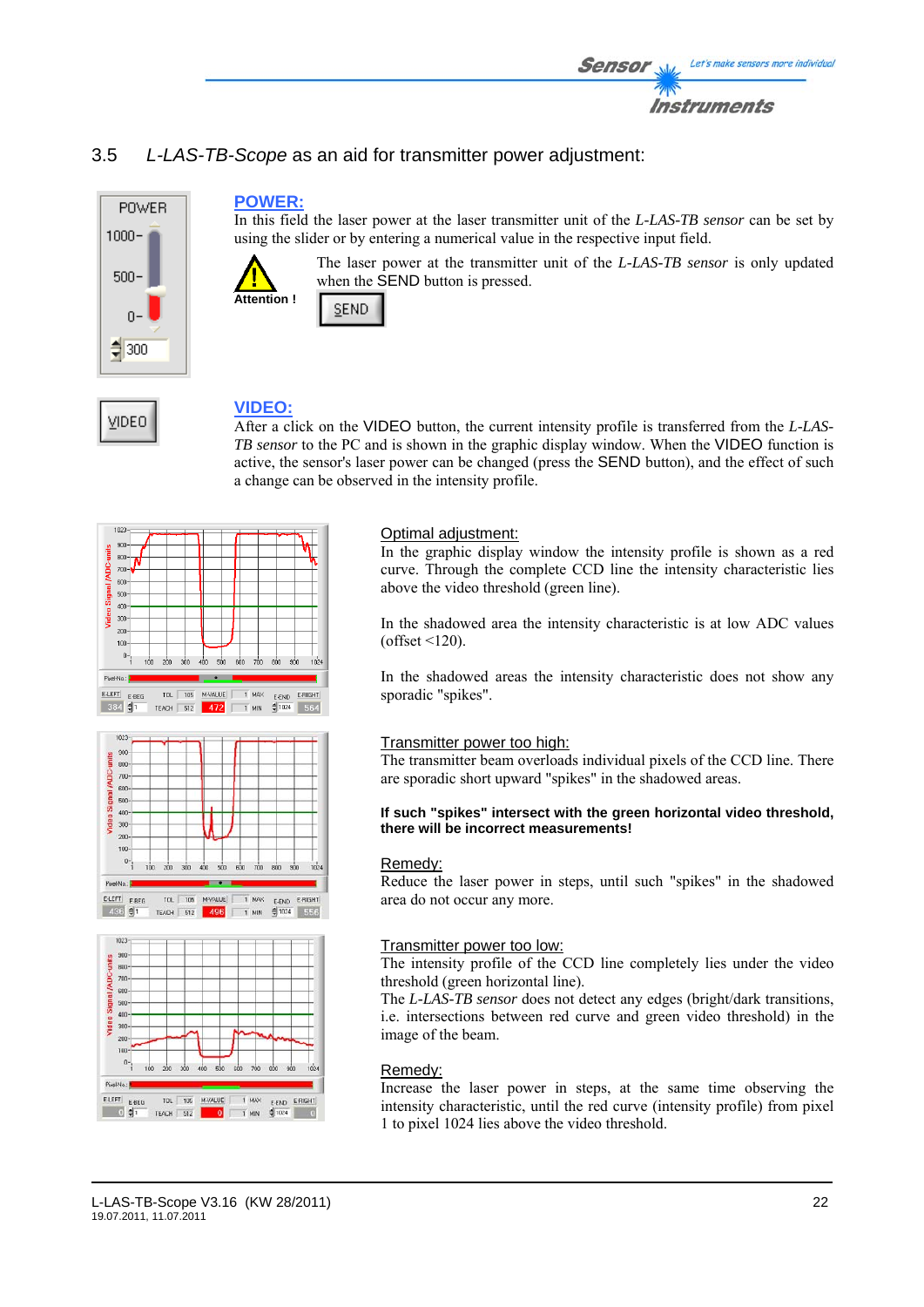## 3.5 *L-LAS-TB-Scope* as an aid for transmitter power adjustment:

**POWER:**

In this field the laser power at the laser transmitter unit of the *L-LAS-TB sensor* can be set by using the slider or by entering a numerical value in the respective input field.

Attention !

The laser power at the transmitter unit of the *L-LAS-TB sensor* is only updated when the SEND button is pressed.

**VIDEO:**

After a click on the VIDEO button, the current intensity profile is transferred from the *L-LAS-TB sensor* to the PC and is shown in the graphic display window. When the VIDEO function is active, the sensor's laser power can be changed (press the SEND button), and the effect of such a change can be observed in the intensity profile.

Optimal adjustment:

In the graphic display window the intensity profile is shown as a red curve. Through the complete CCD line the intensity characteristic lies above the video threshold (green line).

In the shadowed area the intensity characteristic is at low ADC values (offset <120).

In the shadowed areas the intensity characteristic does not show any sporadic "spikes".

Transmitter power too high:

The transmitter beam overloads individual pixels of the CCD line. There are sporadic short upward "spikes" in the shadowed areas.

**If such "spikes" intersect with the green horizontal video threshold, there will be incorrect measurements!**

Remedy:

Reduce the laser power in steps, until such "spikes" in the shadowed area do not occur any more.

Transmitter power too low:

The intensity profile of the CCD line completely lies under the video threshold (green horizontal line).

The *L-LAS-TB sensor* does not detect any edges (bright/dark transitions, i.e. intersections between red curve and green video threshold) in the image of the beam.

Remedy:

Increase the laser power in steps, at the same time observing the intensity characteristic, until the red curve (intensity profile) from pixel 1 to pixel 1024 lies above the video threshold.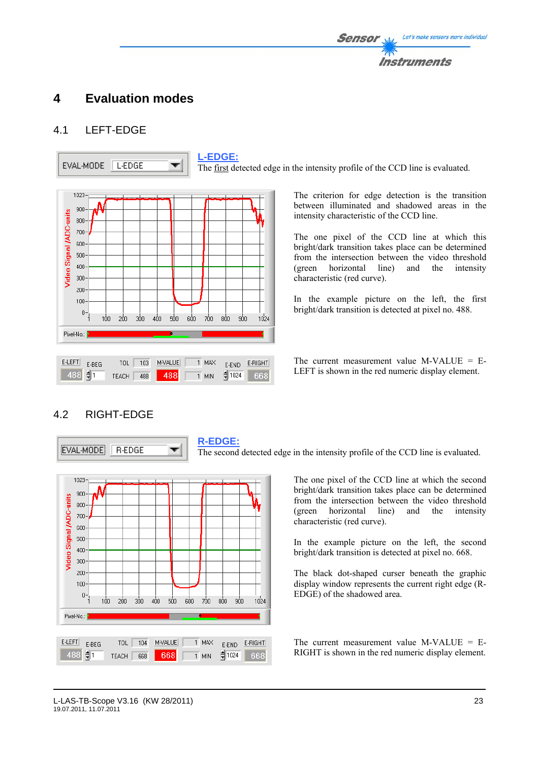# 4 Evaluation modes

## 4.1 LEFT-EDGE

**L-EDGE:**
The first detected edge in the intensity profile of the CCD line is evaluated.

The criterion for edge detection is the transition between illuminated and shadowed areas in the intensity characteristic of the CCD line.

The one pixel of the CCD line at which this bright/dark transition takes place can be determined from the intersection between the video threshold (green horizontal line) and the intensity characteristic (red curve).

In the example picture on the left, the first bright/dark transition is detected at pixel no. 488.

The current measurement value M-VALUE = E-LEFT is shown in the red numeric display element.

## 4.2 RIGHT-EDGE

**R-EDGE:**
The second detected edge in the intensity profile of the CCD line is evaluated.

The one pixel of the CCD line at which the second bright/dark transition takes place can be determined from the intersection between the video threshold (green horizontal line) and the intensity characteristic (red curve).

In the example picture on the left, the second bright/dark transition is detected at pixel no. 668.

The black dot-shaped curser beneath the graphic display window represents the current right edge (R-EDGE) of the shadowed area.

The current measurement value M-VALUE = E-RIGHT is shown in the red numeric display element.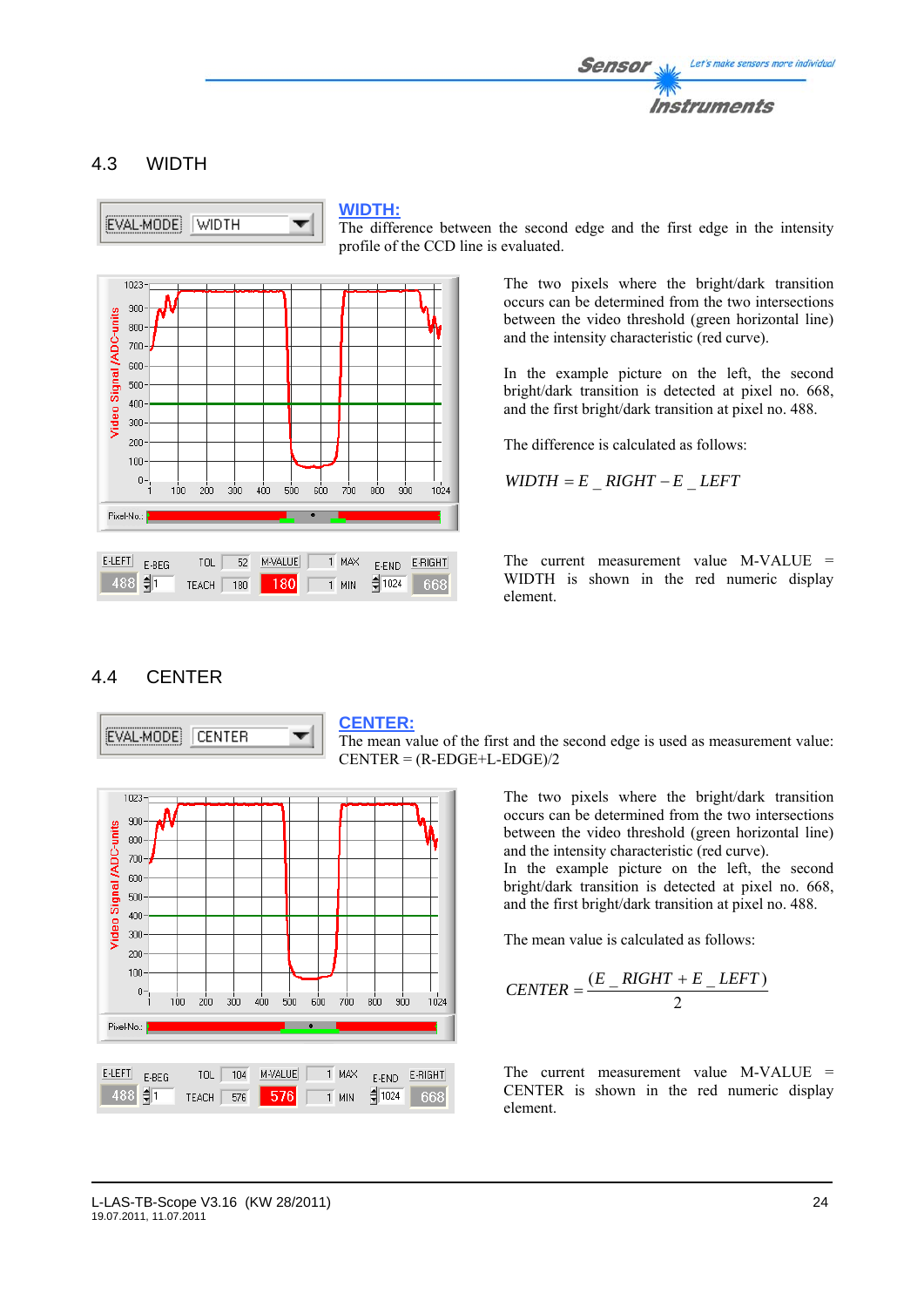## 4.3 WIDTH

**WIDTH:**
The difference between the second edge and the first edge in the intensity profile of the CCD line is evaluated.

The two pixels where the bright/dark transition occurs can be determined from the two intersections between the video threshold (green horizontal line) and the intensity characteristic (red curve).

In the example picture on the left, the second bright/dark transition is detected at pixel no. 668, and the first bright/dark transition at pixel no. 488.

The difference is calculated as follows:

$$WIDTH = E\_RIGHT - E\_LEFT$$

The current measurement value M-VALUE = WIDTH is shown in the red numeric display element.

## 4.4 CENTER

**CENTER:**
The mean value of the first and the second edge is used as measurement value:
CENTER = (R-EDGE+L-EDGE)/2

The two pixels where the bright/dark transition occurs can be determined from the two intersections between the video threshold (green horizontal line) and the intensity characteristic (red curve).
In the example picture on the left, the second bright/dark transition is detected at pixel no. 668, and the first bright/dark transition at pixel no. 488.

The mean value is calculated as follows:

$$CENTER = \frac{(E\_RIGHT + E\_LEFT)}{2}$$

The current measurement value M-VALUE = CENTER is shown in the red numeric display element.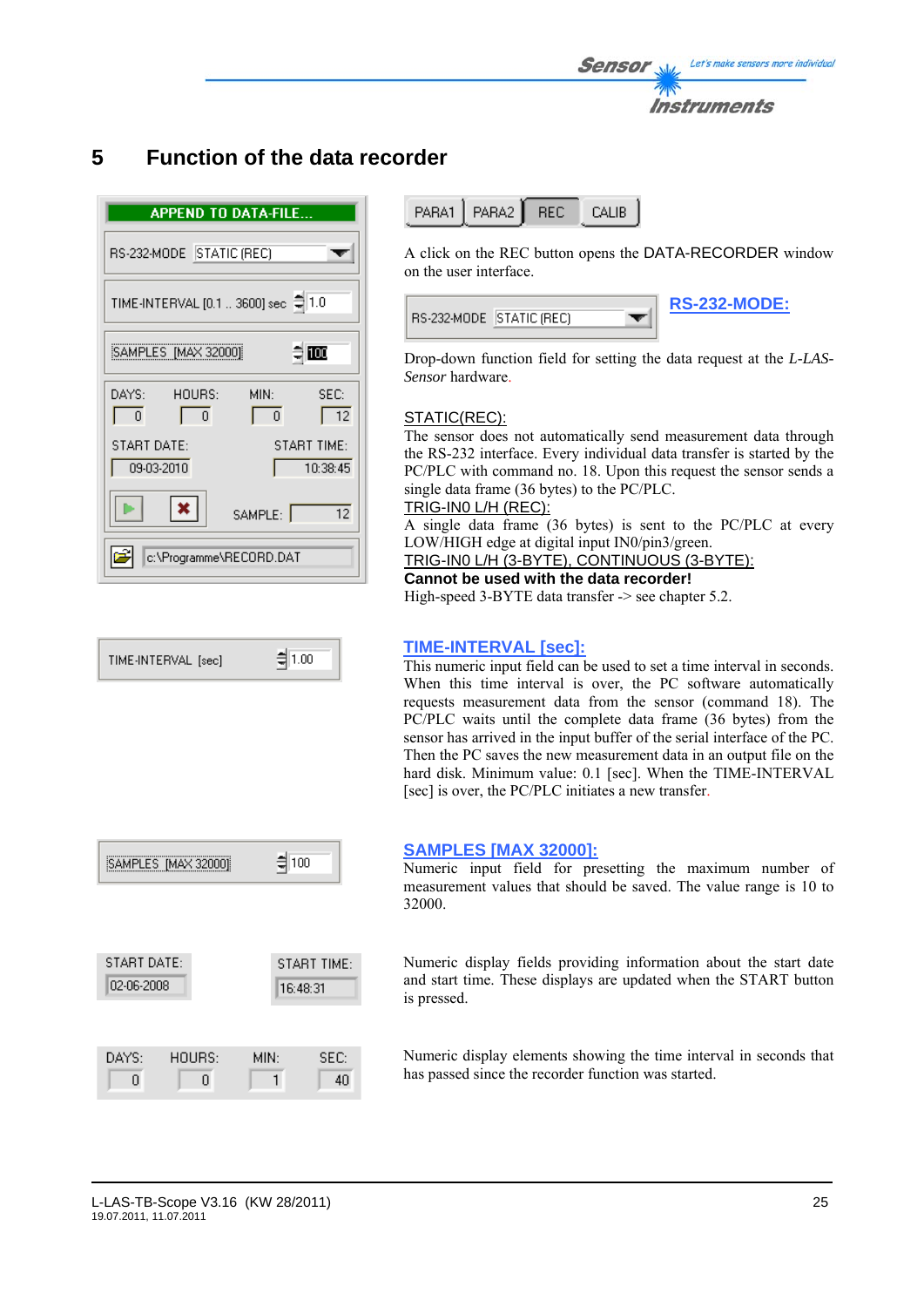# 5 Function of the data recorder

A click on the REC button opens the DATA-RECORDER window on the user interface.

**RS-232-MODE:**

Drop-down function field for setting the data request at the *L-LAS-Sensor* hardware.

STATIC(REC):
The sensor does not automatically send measurement data through the RS-232 interface. Every individual data transfer is started by the PC/PLC with command no. 18. Upon this request the sensor sends a single data frame (36 bytes) to the PC/PLC.

TRIG-IN0 L/H (REC):
A single data frame (36 bytes) is sent to the PC/PLC at every LOW/HIGH edge at digital input IN0/pin3/green.

TRIG-IN0 L/H (3-BYTE), CONTINUOUS (3-BYTE):
**Cannot be used with the data recorder!**
High-speed 3-BYTE data transfer -> see chapter 5.2.

**TIME-INTERVAL [sec]:**

This numeric input field can be used to set a time interval in seconds. When this time interval is over, the PC software automatically requests measurement data from the sensor (command 18). The PC/PLC waits until the complete data frame (36 bytes) from the sensor has arrived in the input buffer of the serial interface of the PC. Then the PC saves the new measurement data in an output file on the hard disk. Minimum value: 0.1 [sec]. When the TIME-INTERVAL [sec] is over, the PC/PLC initiates a new transfer.

**SAMPLES [MAX 32000]:**

Numeric input field for presetting the maximum number of measurement values that should be saved. The value range is 10 to 32000.

Numeric display fields providing information about the start date and start time. These displays are updated when the START button is pressed.

Numeric display elements showing the time interval in seconds that has passed since the recorder function was started.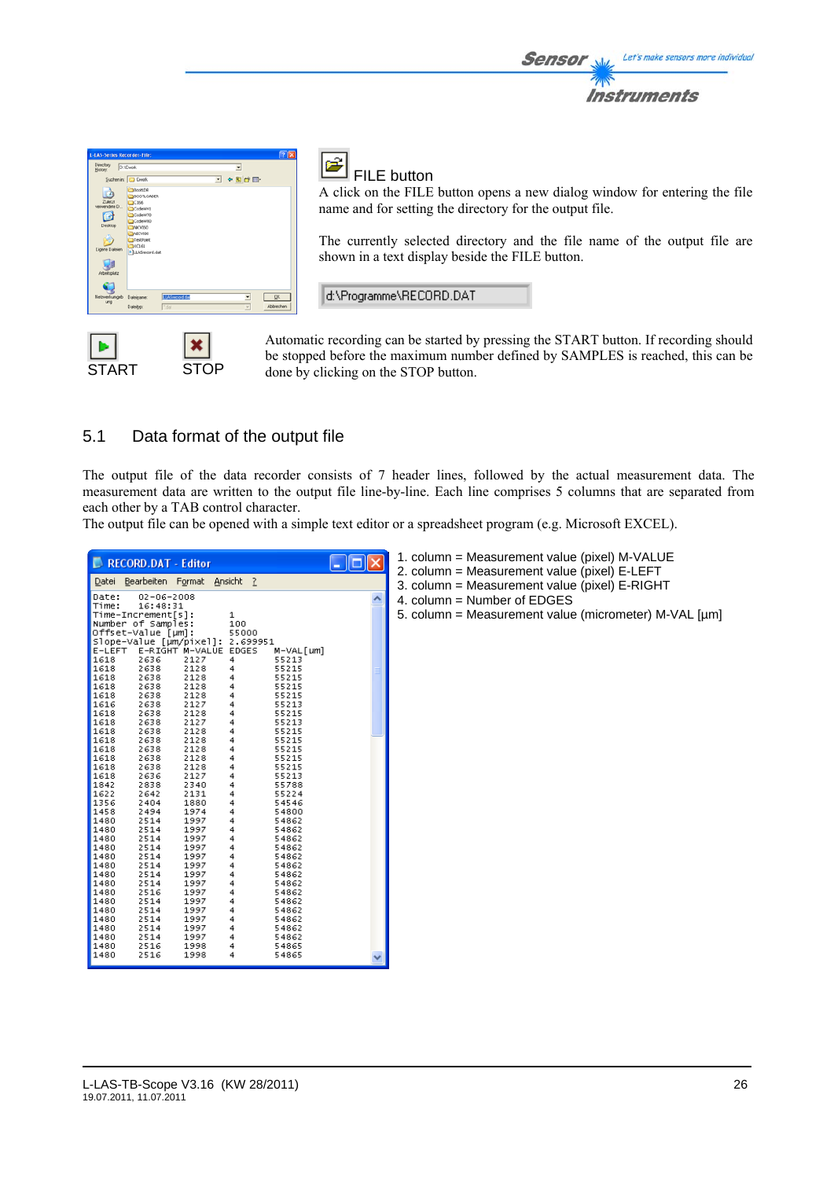**FILE button**

A click on the FILE button opens a new dialog window for entering the file name and for setting the directory for the output file.

The currently selected directory and the file name of the output file are shown in a text display beside the FILE button.

d:\Programme\RECORD.DAT

START STOP

Automatic recording can be started by pressing the START button. If recording should be stopped before the maximum number defined by SAMPLES is reached, this can be done by clicking on the STOP button.

## 5.1 Data format of the output file

The output file of the data recorder consists of 7 header lines, followed by the actual measurement data. The measurement data are written to the output file line-by-line. Each line comprises 5 columns that are separated from each other by a TAB control character.

The output file can be opened with a simple text editor or a spreadsheet program (e.g. Microsoft EXCEL).

```
Date:              02-06-2008
Time:              16:48:31
Time-Increment[s]:        1
Number of Samples:        100
Offset-Value [µm]:        55000
Slope-Value [µm/pixel]:   2.699951
E-LEFT  E-RIGHT M-VALUE EDGES   M-VAL[um]
1618    2636    2127    4       55213
1618    2638    2128    4       55215
1618    2638    2128    4       55215
1618    2638    2128    4       55215
1618    2638    2128    4       55215
1616    2638    2127    4       55213
1618    2638    2128    4       55215
1618    2638    2127    4       55213
1618    2638    2127    4       55213
1618    2638    2128    4       55215
1618    2638    2128    4       55215
1618    2638    2128    4       55215
1618    2638    2128    4       55215
1618    2636    2127    4       55213
1842    2838    2340    4       55788
1622    2642    2131    4       55224
1356    2404    1880    4       54546
1458    2494    1974    4       54800
1480    2514    1997    4       54862
1480    2514    1997    4       54862
1480    2514    1997    4       54862
1480    2514    1997    4       54862
1480    2514    1997    4       54862
1480    2514    1997    4       54862
1480    2514    1997    4       54862
1480    2514    1997    4       54862
1480    2516    1997    4       54862
1480    2514    1997    4       54862
1480    2514    1997    4       54862
1480    2514    1997    4       54862
1480    2514    1997    4       54862
1480    2516    1998    4       54865
1480    2516    1998    4       54865
```

1. column = Measurement value (pixel) M-VALUE
2. column = Measurement value (pixel) E-LEFT
3. column = Measurement value (pixel) E-RIGHT
4. column = Number of EDGES
5. column = Measurement value (micrometer) M-VAL [µm]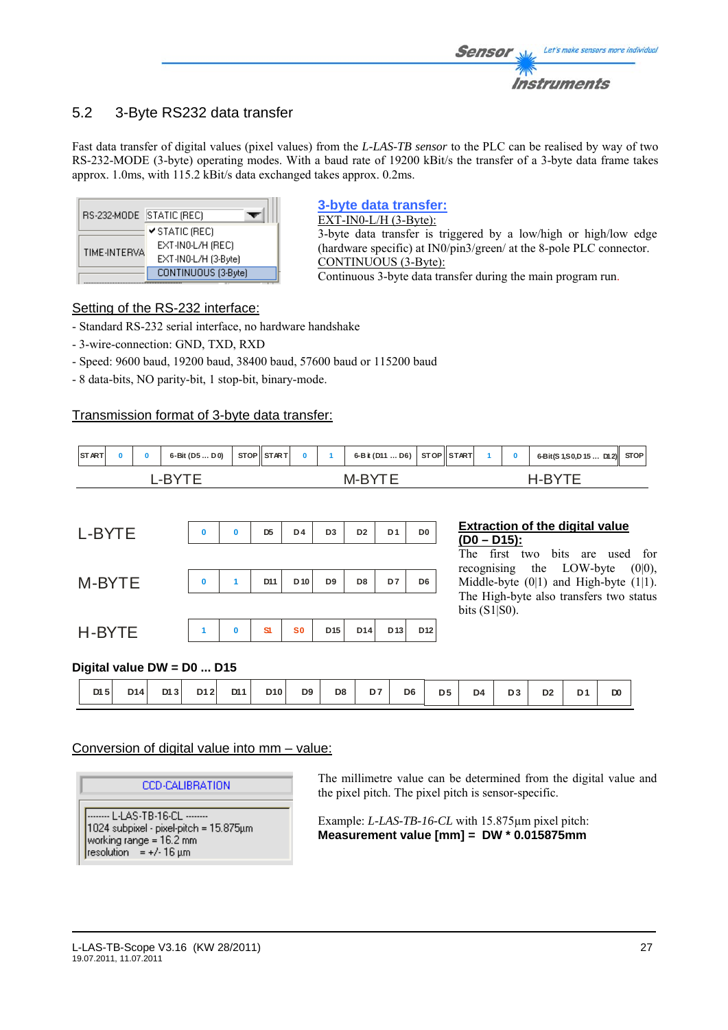## 5.2 3-Byte RS232 data transfer

Fast data transfer of digital values (pixel values) from the *L-LAS-TB sensor* to the PLC can be realised by way of two RS-232-MODE (3-byte) operating modes. With a baud rate of 19200 kBit/s the transfer of a 3-byte data frame takes approx. 1.0ms, with 115.2 kBit/s data exchanged takes approx. 0.2ms.

RS-232-MODE: STATIC (REC)
- ✔ STATIC (REC)
- EXT-IN0-L/H (REC)
- EXT-IN0-L/H (3-Byte)
- CONTINUOUS (3-Byte)

TIME-INTERVA

**3-byte data transfer:**

EXT-IN0-L/H (3-Byte):
3-byte data transfer is triggered by a low/high or high/low edge (hardware specific) at IN0/pin3/green/ at the 8-pole PLC connector.

CONTINUOUS (3-Byte):
Continuous 3-byte data transfer during the main program run.

### Setting of the RS-232 interface:

- Standard RS-232 serial interface, no hardware handshake
- 3-wire-connection: GND, TXD, RXD
- Speed: 9600 baud, 19200 baud, 38400 baud, 57600 baud or 115200 baud
- 8 data-bits, NO parity-bit, 1 stop-bit, binary-mode.

### Transmission format of 3-byte data transfer:

| START | 0 | 0 | 6-Bit (D5 ... D0) | STOP | START | 0 | 1 | 6-Bit (D11 ... D6) | STOP | START | 1 | 0 | 6-Bit(S1,S0,D15 ... D12) | STOP |
|---|---|---|---|---|---|---|---|---|---|---|---|---|---|---|
| L-BYTE | | | | | M-BYTE | | | | | H-BYTE | | | | |

| | | | | | | | | |
|---|---|---|---|---|---|---|---|---|
| L-BYTE | 0 | 0 | D5 | D4 | D3 | D2 | D1 | D0 |
| M-BYTE | 0 | 1 | D11 | D10 | D9 | D8 | D7 | D6 |
| H-BYTE | 1 | 0 | S1 | S0 | D15 | D14 | D13 | D12 |

**Extraction of the digital value (D0 – D15):**
The first two bits are used for recognising the LOW-byte (0|0), Middle-byte (0|1) and High-byte (1|1). The High-byte also transfers two status bits (S1|S0).

**Digital value DW = D0 ... D15**

| D15 | D14 | D13 | D12 | D11 | D10 | D9 | D8 | D7 | D6 | D5 | D4 | D3 | D2 | D1 | D0 |
|---|---|---|---|---|---|---|---|---|---|---|---|---|---|---|---|

### Conversion of digital value into mm – value:

CCD-CALIBRATION

```
------- L-LAS-TB-16-CL -------
1024 subpixel - pixel-pitch = 15.875µm
working range = 16.2 mm
resolution    = +/- 16 µm
```

The millimetre value can be determined from the digital value and the pixel pitch. The pixel pitch is sensor-specific.

Example: *L-LAS-TB-16-CL* with 15.875µm pixel pitch:
**Measurement value [mm] = DW * 0.015875mm**

L-LAS-TB-Scope V3.16 (KW 28/2011)
19.07.2011, 11.07.2011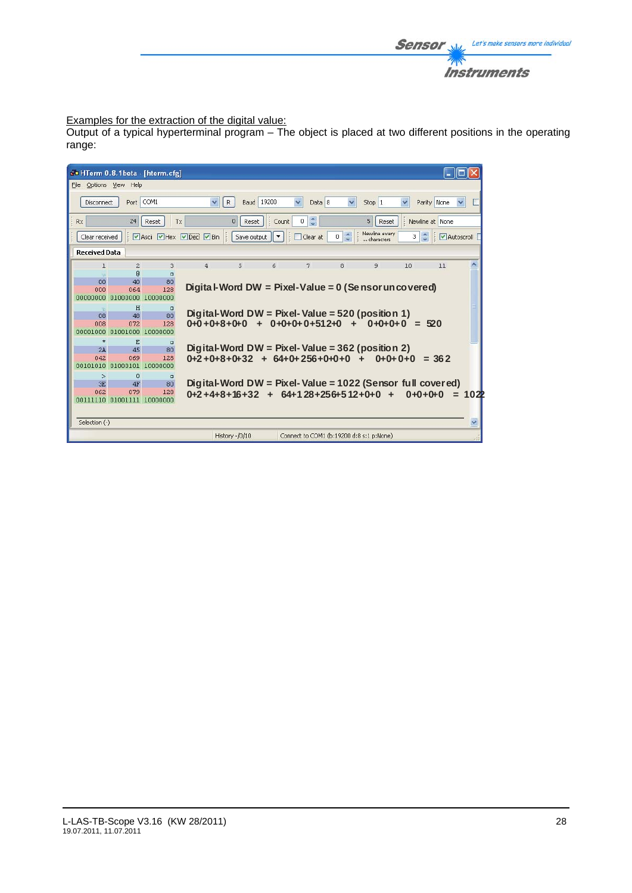Examples for the extraction of the digital value:

Output of a typical hyperterminal program – The object is placed at two different positions in the operating range:

HTerm 0.8.1beta - [hterm.cfg]

File Options View Help

Disconnect | Port COM1 | R | Baud 19200 | Data 8 | Stop 1 | Parity None

Rx 24 Reset | Tx 0 Reset | Count 0 | 5 Reset | Newline at None

Clear received | Asci | Hex | Dec | Bin | Save output | Clear at 0 | Newline every ... characters 3 | Autoscroll

Received Data

| 1 | 2 | 3 |
|---|---|---|
| | @ | □ |
| 00 | 40 | 80 |
| 000 | 064 | 128 |
| 00000000 | 01000000 | 10000000 |
| | H | □ |
| 08 | 48 | 80 |
| 008 | 072 | 128 |
| 00001000 | 01001000 | 10000000 |
| * | E | □ |
| 2A | 45 | 80 |
| 042 | 069 | 128 |
| 00101010 | 01000101 | 10000000 |
| > | O | □ |
| 3E | 4F | 80 |
| 062 | 079 | 128 |
| 00111110 | 01001111 | 10000000 |

Digital-Word DW = Pixel-Value = 0 (Sensor uncovered)

Digital-Word DW = Pixel-Value = 520 (position 1)
0+0+0+8+0+0 + 0+0+0+0+512+0 + 0+0+0+0 = 520

Digital-Word DW = Pixel-Value = 362 (position 2)
0+2+0+8+0+32 + 64+0+256+0+0+0 + 0+0+0+0 = 362

Digital-Word DW = Pixel-Value = 1022 (Sensor full covered)
0+2+4+8+16+32 + 64+128+256+512+0+0 + 0+0+0+0 = 1022

Selection (-)

History -/0/10 | Connect to COM1 (b:19200 d:8 s:1 p:None)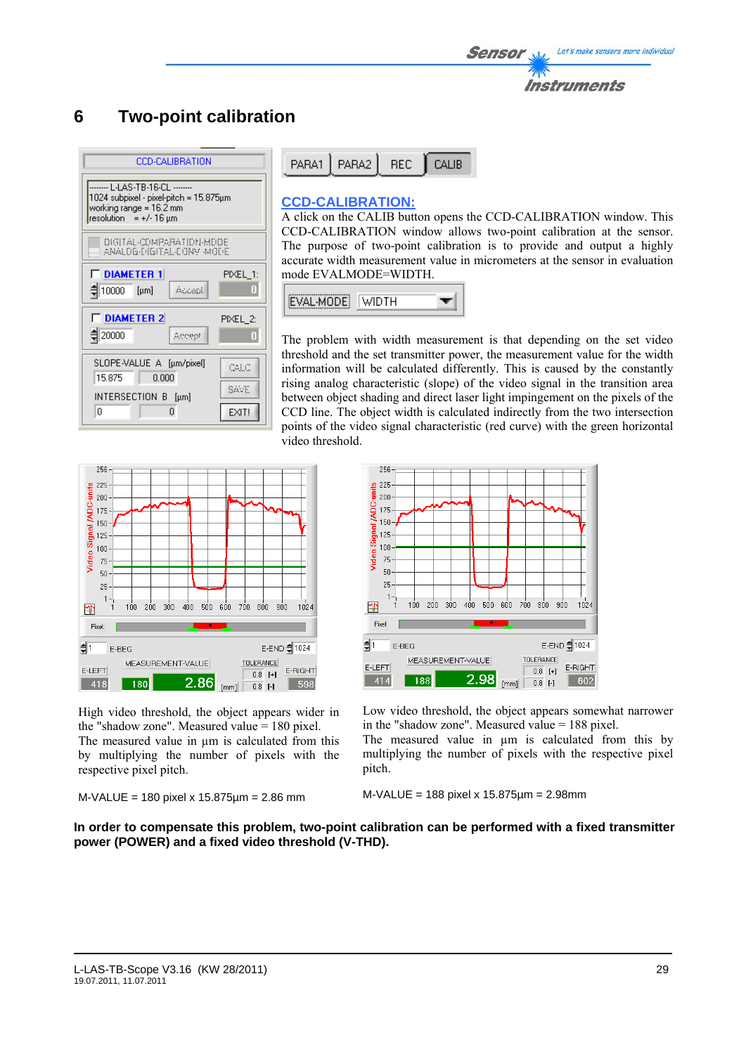# 6 Two-point calibration

## CCD-CALIBRATION:

A click on the CALIB button opens the CCD-CALIBRATION window. This CCD-CALIBRATION window allows two-point calibration at the sensor. The purpose of two-point calibration is to provide and output a highly accurate width measurement value in micrometers at the sensor in evaluation mode EVALMODE=WIDTH.

The problem with width measurement is that depending on the set video threshold and the set transmitter power, the measurement value for the width information will be calculated differently. This is caused by the constantly rising analog characteristic (slope) of the video signal in the transition area between object shading and direct laser light impingement on the pixels of the CCD line. The object width is calculated indirectly from the two intersection points of the video signal characteristic (red curve) with the green horizontal video threshold.

High video threshold, the object appears wider in the "shadow zone". Measured value = 180 pixel.
The measured value in µm is calculated from this by multiplying the number of pixels with the respective pixel pitch.

M-VALUE = 180 pixel x 15.875µm = 2.86 mm

Low video threshold, the object appears somewhat narrower in the "shadow zone". Measured value = 188 pixel.
The measured value in µm is calculated from this by multiplying the number of pixels with the respective pixel pitch.

M-VALUE = 188 pixel x 15.875µm = 2.98mm

**In order to compensate this problem, two-point calibration can be performed with a fixed transmitter power (POWER) and a fixed video threshold (V-THD).**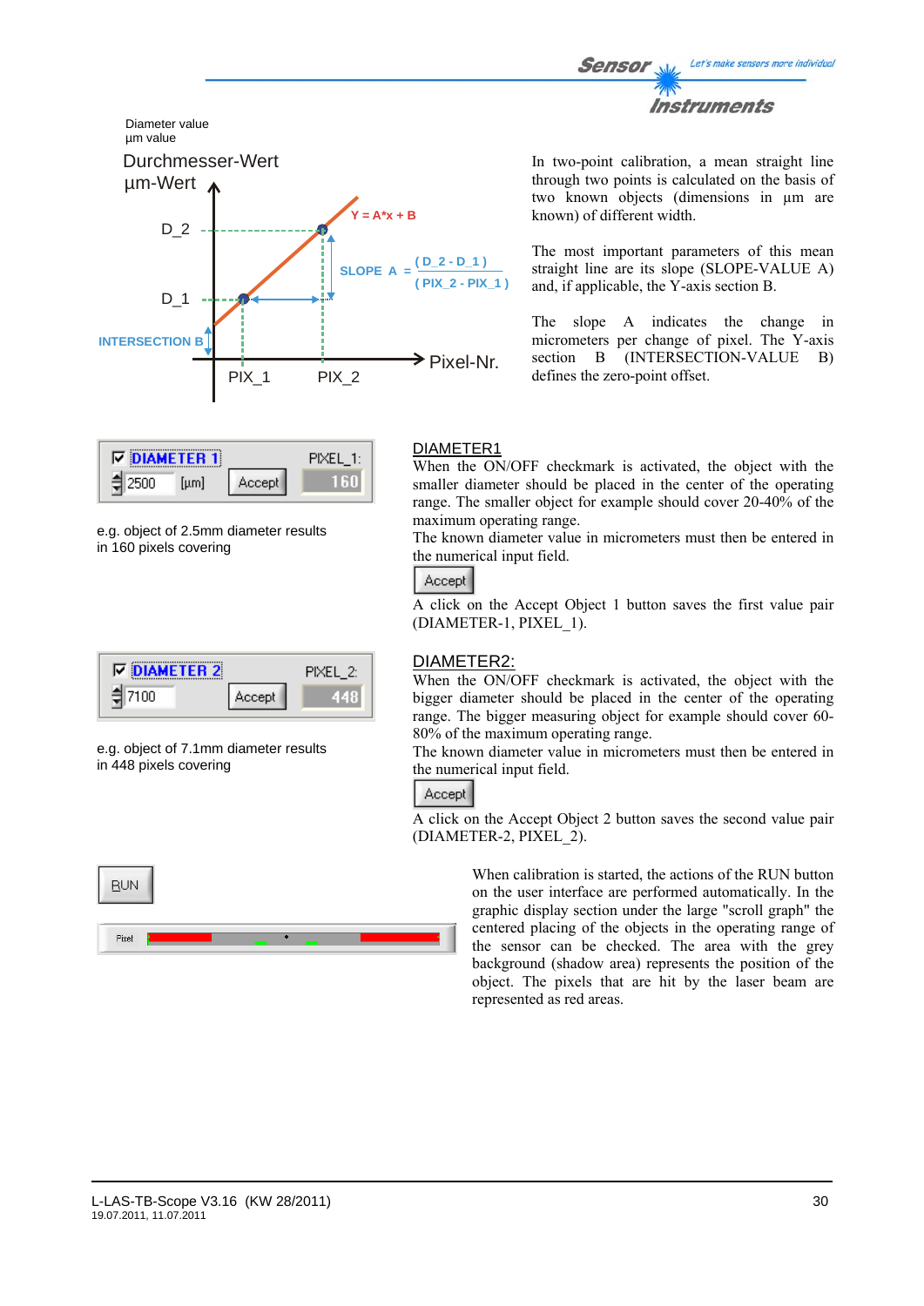Diameter value
µm value

Durchmesser-Wert
µm-Wert

D_2

D_1

INTERSECTION B

Y = A*x + B

SLOPE A = (D_2 - D_1) / (PIX_2 - PIX_1)

PIX_1 PIX_2 Pixel-Nr.

In two-point calibration, a mean straight line through two points is calculated on the basis of two known objects (dimensions in µm are known) of different width.

The most important parameters of this mean straight line are its slope (SLOPE-VALUE A) and, if applicable, the Y-axis section B.

The slope A indicates the change in micrometers per change of pixel. The Y-axis section B (INTERSECTION-VALUE B) defines the zero-point offset.

DIAMETER 1 2500 [µm] Accept PIXEL_1: 160

e.g. object of 2.5mm diameter results in 160 pixels covering

## DIAMETER1

When the ON/OFF checkmark is activated, the object with the smaller diameter should be placed in the center of the operating range. The smaller object for example should cover 20-40% of the maximum operating range.
The known diameter value in micrometers must then be entered in the numerical input field.

Accept

A click on the Accept Object 1 button saves the first value pair (DIAMETER-1, PIXEL_1).

DIAMETER 2 7100 Accept PIXEL_2: 448

e.g. object of 7.1mm diameter results in 448 pixels covering

## DIAMETER2:

When the ON/OFF checkmark is activated, the object with the bigger diameter should be placed in the center of the operating range. The bigger measuring object for example should cover 60-80% of the maximum operating range.
The known diameter value in micrometers must then be entered in the numerical input field.

Accept

A click on the Accept Object 2 button saves the second value pair (DIAMETER-2, PIXEL_2).

RUN

Pixel

When calibration is started, the actions of the RUN button on the user interface are performed automatically. In the graphic display section under the large "scroll graph" the centered placing of the objects in the operating range of the sensor can be checked. The area with the grey background (shadow area) represents the position of the object. The pixels that are hit by the laser beam are represented as red areas.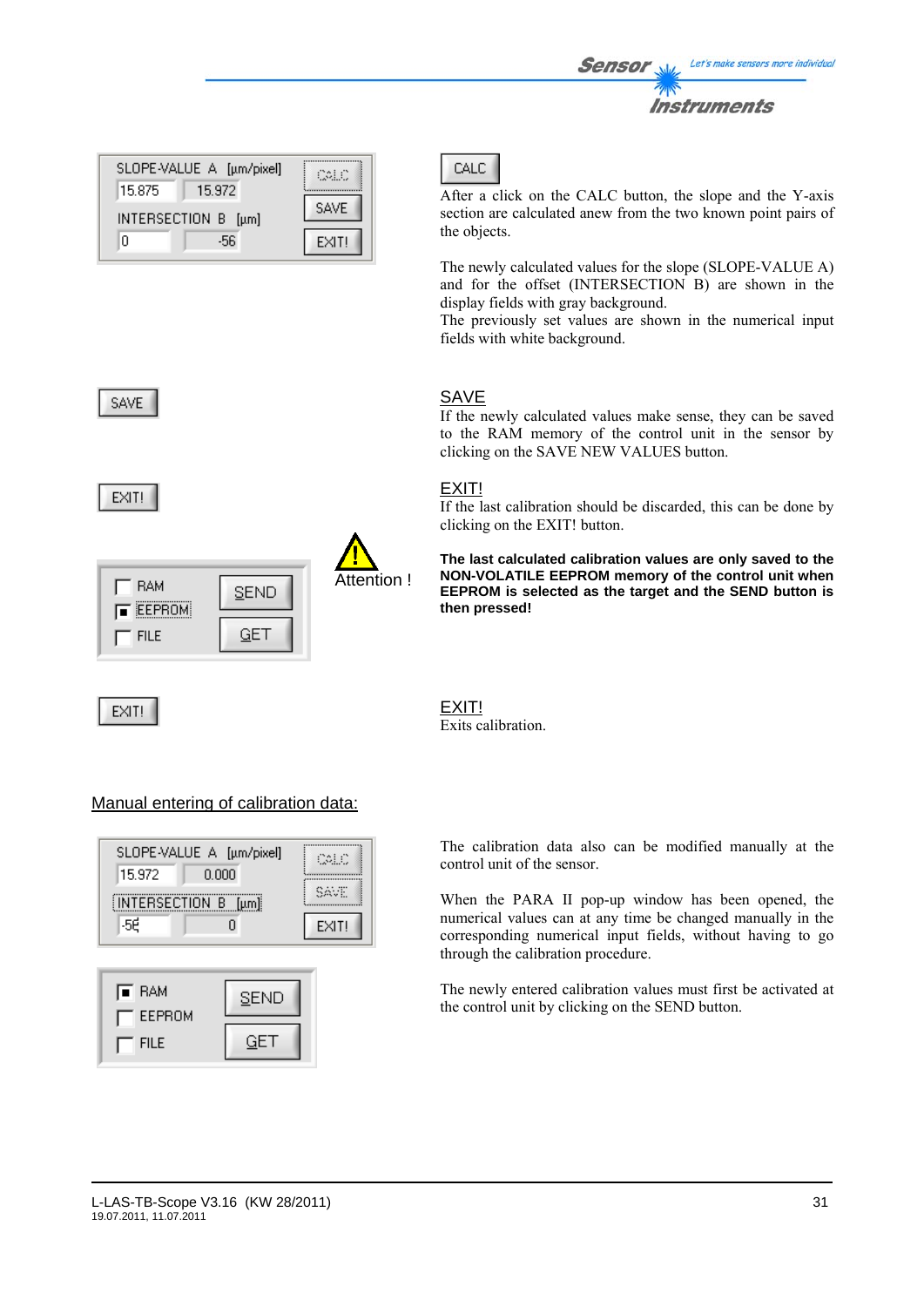CALC

After a click on the CALC button, the slope and the Y-axis section are calculated anew from the two known point pairs of the objects.

The newly calculated values for the slope (SLOPE-VALUE A) and for the offset (INTERSECTION B) are shown in the display fields with gray background.
The previously set values are shown in the numerical input fields with white background.

SAVE

If the newly calculated values make sense, they can be saved to the RAM memory of the control unit in the sensor by clicking on the SAVE NEW VALUES button.

EXIT!

If the last calibration should be discarded, this can be done by clicking on the EXIT! button.

Attention !

**The last calculated calibration values are only saved to the NON-VOLATILE EEPROM memory of the control unit when EEPROM is selected as the target and the SEND button is then pressed!**

EXIT!

Exits calibration.

## Manual entering of calibration data:

The calibration data also can be modified manually at the control unit of the sensor.

When the PARA II pop-up window has been opened, the numerical values can at any time be changed manually in the corresponding numerical input fields, without having to go through the calibration procedure.

The newly entered calibration values must first be activated at the control unit by clicking on the SEND button.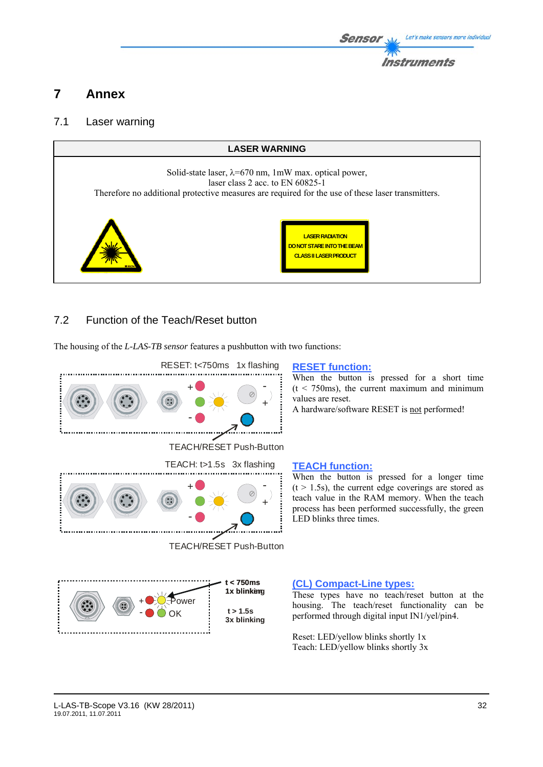# 7 Annex

## 7.1 Laser warning

| LASER WARNING |
|---|
| Solid-state laser, λ=670 nm, 1mW max. optical power, laser class 2 acc. to EN 60825-1 Therefore no additional protective measures are required for the use of these laser transmitters. |

LASER RADIATION
DO NOT STARE INTO THE BEAM
CLASS II LASER PRODUCT

## 7.2 Function of the Teach/Reset button

The housing of the *L-LAS-TB sensor* features a pushbutton with two functions:

RESET: t<750ms 1x flashing

TEACH/RESET Push-Button

**RESET function:**
When the button is pressed for a short time (t < 750ms), the current maximum and minimum values are reset.
A hardware/software RESET is not performed!

TEACH: t>1.5s 3x flashing

TEACH/RESET Push-Button

**TEACH function:**
When the button is pressed for a longer time (t > 1.5s), the current edge coverings are stored as teach value in the RAM memory. When the teach process has been performed successfully, the green LED blinks three times.

t < 750ms 1x blinking

t > 1.5s 3x blinking

Power

OK

**(CL) Compact-Line types:**
These types have no teach/reset button at the housing. The teach/reset functionality can be performed through digital input IN1/yel/pin4.

Reset: LED/yellow blinks shortly 1x
Teach: LED/yellow blinks shortly 3x

L-LAS-TB-Scope V3.16 (KW 28/2011)
19.07.2011, 11.07.2011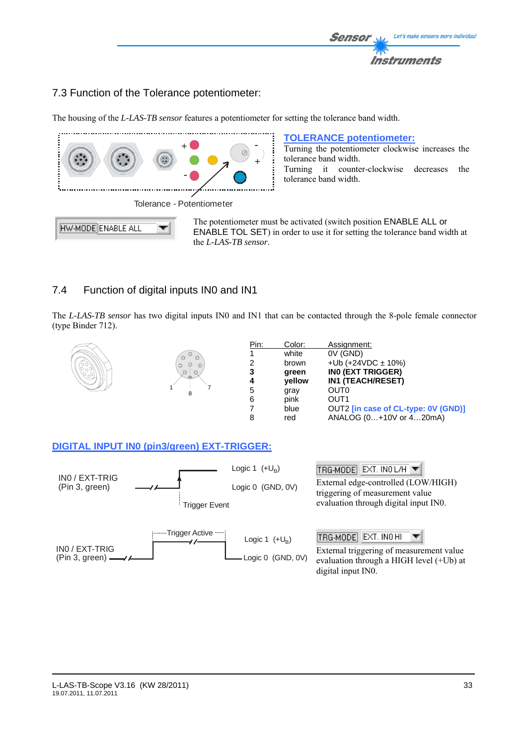## 7.3 Function of the Tolerance potentiometer:

The housing of the *L-LAS-TB sensor* features a potentiometer for setting the tolerance band width.

Tolerance - Potentiometer

**TOLERANCE potentiometer:**
Turning the potentiometer clockwise increases the tolerance band width.
Turning it counter-clockwise decreases the tolerance band width.

HW-MODE ENABLE ALL

The potentiometer must be activated (switch position ENABLE ALL or ENABLE TOL SET) in order to use it for setting the tolerance band width at the *L-LAS-TB sensor*.

## 7.4 Function of digital inputs IN0 and IN1

The *L-LAS-TB sensor* has two digital inputs IN0 and IN1 that can be contacted through the 8-pole female connector (type Binder 712).

| Pin: | Color: | Assignment: |
|---|---|---|
| 1 | white | 0V (GND) |
| 2 | brown | +Ub (+24VDC ± 10%) |
| **3** | **green** | **IN0 (EXT TRIGGER)** |
| **4** | **yellow** | **IN1 (TEACH/RESET)** |
| 5 | gray | OUT0 |
| 6 | pink | OUT1 |
| 7 | blue | OUT2 [in case of CL-type: 0V (GND)] |
| 8 | red | ANALOG (0…+10V or 4…20mA) |

**DIGITAL INPUT IN0 (pin3/green) EXT-TRIGGER:**

IN0 / EXT-TRIG (Pin 3, green)

Logic 1 (+$U_B$)

Logic 0 (GND, 0V)

Trigger Event

TRG-MODE EXT. IN0 L/H

External edge-controlled (LOW/HIGH) triggering of measurement value evaluation through digital input IN0.

IN0 / EXT-TRIG (Pin 3, green)

Trigger Active

Logic 1 (+$U_B$)

Logic 0 (GND, 0V)

TRG-MODE EXT. IN0 HI

External triggering of measurement value evaluation through a HIGH level (+Ub) at digital input IN0.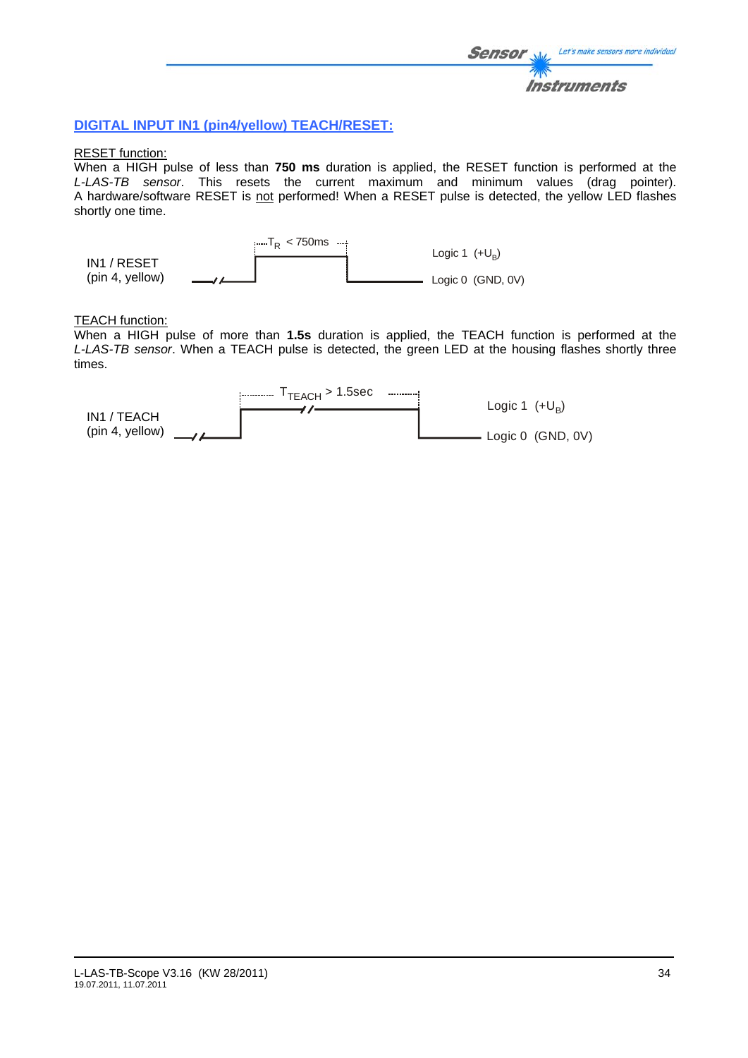## DIGITAL INPUT IN1 (pin4/yellow) TEACH/RESET:

RESET function:

When a HIGH pulse of less than **750 ms** duration is applied, the RESET function is performed at the *L-LAS-TB sensor*. This resets the current maximum and minimum values (drag pointer). A hardware/software RESET is not performed! When a RESET pulse is detected, the yellow LED flashes shortly one time.

IN1 / RESET (pin 4, yellow) — $T_R$ < 750ms — Logic 1 ($+U_B$) — Logic 0 (GND, 0V)

TEACH function:

When a HIGH pulse of more than **1.5s** duration is applied, the TEACH function is performed at the *L-LAS-TB sensor*. When a TEACH pulse is detected, the green LED at the housing flashes shortly three times.

IN1 / TEACH (pin 4, yellow) — $T_{TEACH}$ > 1.5sec — Logic 1 ($+U_B$) — Logic 0 (GND, 0V)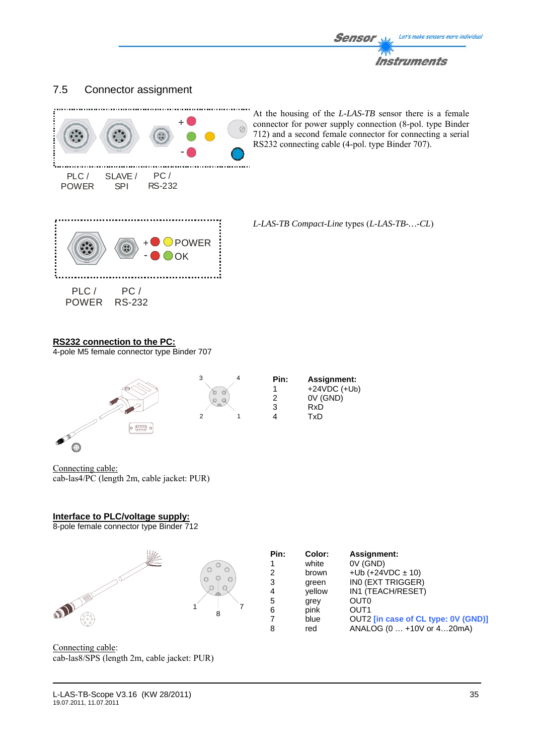## 7.5 Connector assignment

PLC / POWER　SLAVE / SPI　PC / RS-232

At the housing of the *L-LAS-TB* sensor there is a female connector for power supply connection (8-pol. type Binder 712) and a second female connector for connecting a serial RS232 connecting cable (4-pol. type Binder 707).

+ POWER
- OK

PLC / POWER　PC / RS-232

*L-LAS-TB Compact-Line* types (*L-LAS-TB-…-CL*)

**RS232 connection to the PC:**
4-pole M5 female connector type Binder 707

| Pin: | Assignment: |
|---|---|
| 1 | +24VDC (+Ub) |
| 2 | 0V (GND) |
| 3 | RxD |
| 4 | TxD |

Connecting cable:
cab-las4/PC (length 2m, cable jacket: PUR)

**Interface to PLC/voltage supply:**
8-pole female connector type Binder 712

| Pin: | Color: | Assignment: |
|---|---|---|
| 1 | white | 0V (GND) |
| 2 | brown | +Ub (+24VDC ± 10) |
| 3 | green | IN0 (EXT TRIGGER) |
| 4 | yellow | IN1 (TEACH/RESET) |
| 5 | grey | OUT0 |
| 6 | pink | OUT1 |
| 7 | blue | OUT2 **[in case of CL type: 0V (GND)]** |
| 8 | red | ANALOG (0 … +10V or 4…20mA) |

Connecting cable:
cab-las8/SPS (length 2m, cable jacket: PUR)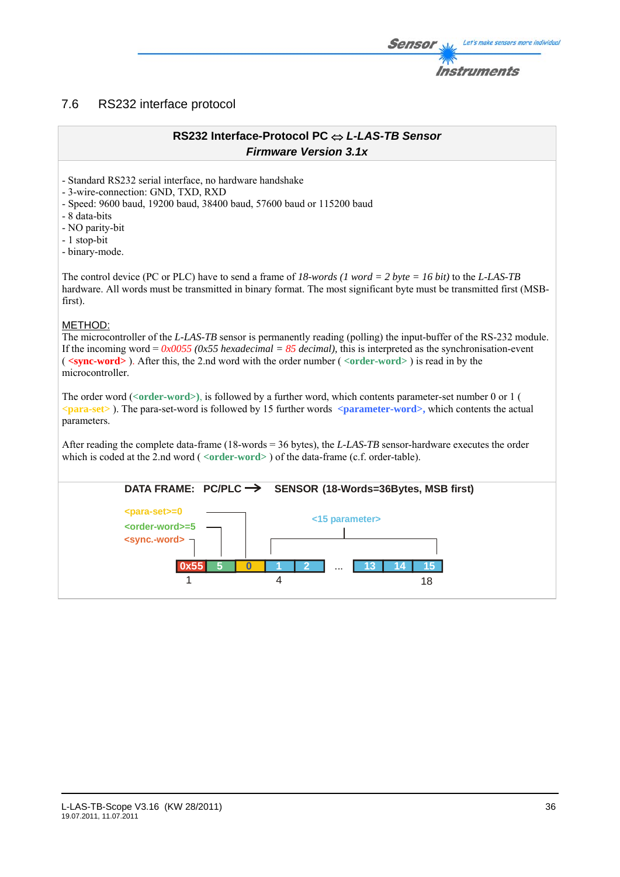## 7.6 RS232 interface protocol

**RS232 Interface-Protocol PC ⇔ *L-LAS-TB Sensor***
***Firmware Version 3.1x***

- Standard RS232 serial interface, no hardware handshake
- 3-wire-connection: GND, TXD, RXD
- Speed: 9600 baud, 19200 baud, 38400 baud, 57600 baud or 115200 baud
- 8 data-bits
- NO parity-bit
- 1 stop-bit
- binary-mode.

The control device (PC or PLC) have to send a frame of *18-words (1 word = 2 byte = 16 bit)* to the *L-LAS-TB* hardware. All words must be transmitted in binary format. The most significant byte must be transmitted first (MSB-first).

METHOD:
The microcontroller of the *L-LAS-TB* sensor is permanently reading (polling) the input-buffer of the RS-232 module. If the incoming word = *0x0055 (0x55 hexadecimal = 85 decimal),* this is interpreted as the synchronisation-event ( **<sync-word>** ). After this, the 2.nd word with the order number ( **<order-word>** ) is read in by the microcontroller.

The order word (**<order-word>**), is followed by a further word, which contents parameter-set number 0 or 1 ( **<para-set>** ). The para-set-word is followed by 15 further words **<parameter-word>,** which contents the actual parameters.

After reading the complete data-frame (18-words = 36 bytes), the *L-LAS-TB* sensor-hardware executes the order which is coded at the 2.nd word ( **<order-word>** ) of the data-frame (c.f. order-table).

**DATA FRAME: PC/PLC → SENSOR (18-Words=36Bytes, MSB first)**

<para-set>=0
<order-word>=5
<sync.-word>
<15 parameter>

| 0x55 | 5 | 0 | 1 | 2 | ... | 13 | 14 | 15 |
|---|---|---|---|---|---|---|---|---|
| 1 | | | 4 | | | | | 18 |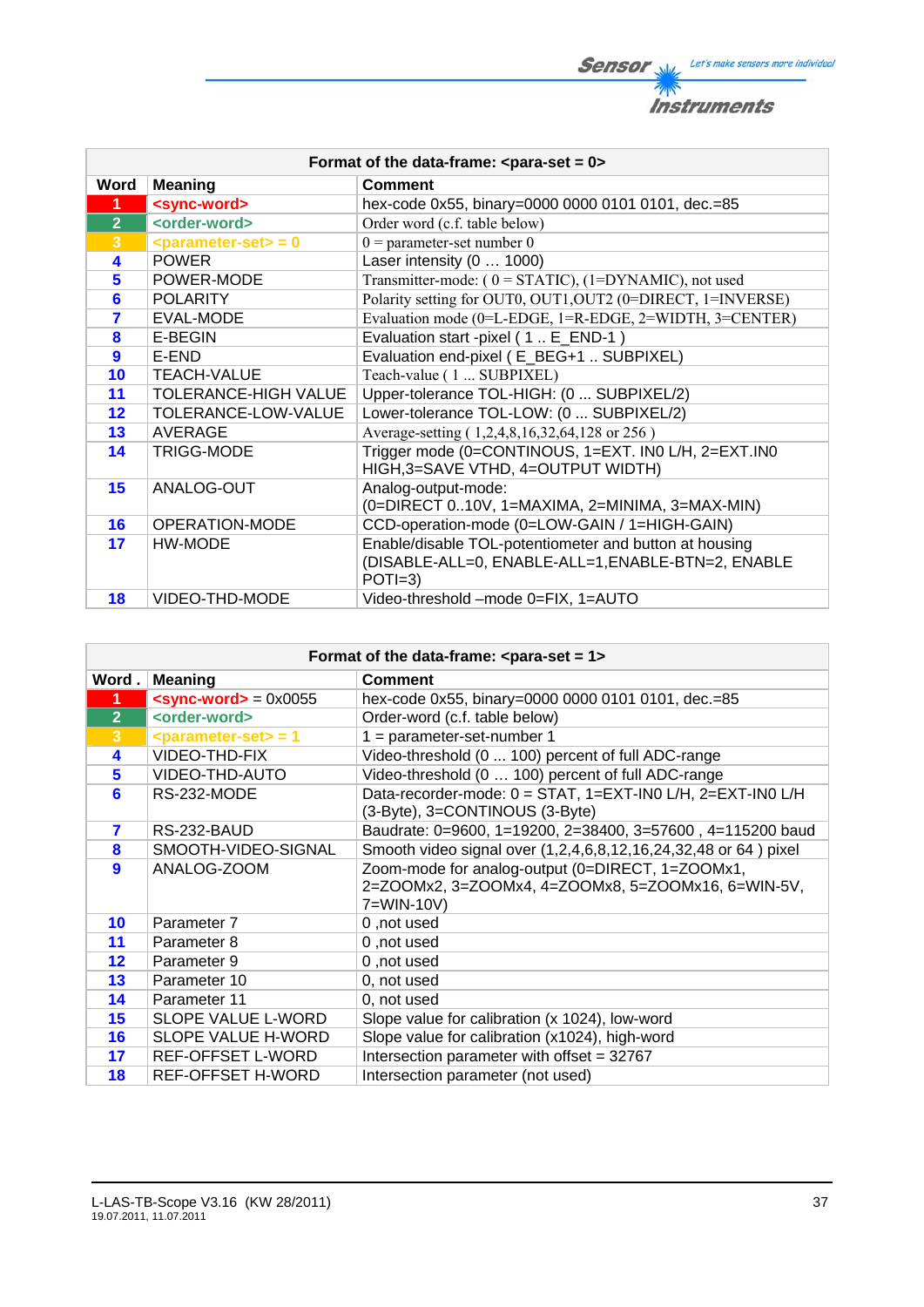| Format of the data-frame: <para-set = 0> | | |
|---|---|---|
| **Word** | **Meaning** | **Comment** |
| 1 | <sync-word> | hex-code 0x55, binary=0000 0000 0101 0101, dec.=85 |
| 2 | <order-word> | Order word (c.f. table below) |
| 3 | <parameter-set> = 0 | 0 = parameter-set number 0 |
| 4 | POWER | Laser intensity (0 … 1000) |
| 5 | POWER-MODE | Transmitter-mode: ( 0 = STATIC), (1=DYNAMIC), not used |
| 6 | POLARITY | Polarity setting for OUT0, OUT1,OUT2 (0=DIRECT, 1=INVERSE) |
| 7 | EVAL-MODE | Evaluation mode (0=L-EDGE, 1=R-EDGE, 2=WIDTH, 3=CENTER) |
| 8 | E-BEGIN | Evaluation start -pixel ( 1 .. E_END-1 ) |
| 9 | E-END | Evaluation end-pixel ( E_BEG+1 .. SUBPIXEL) |
| 10 | TEACH-VALUE | Teach-value ( 1 ... SUBPIXEL) |
| 11 | TOLERANCE-HIGH VALUE | Upper-tolerance TOL-HIGH: (0 ... SUBPIXEL/2) |
| 12 | TOLERANCE-LOW-VALUE | Lower-tolerance TOL-LOW: (0 ... SUBPIXEL/2) |
| 13 | AVERAGE | Average-setting ( 1,2,4,8,16,32,64,128 or 256 ) |
| 14 | TRIGG-MODE | Trigger mode (0=CONTINOUS, 1=EXT. IN0 L/H, 2=EXT.IN0 HIGH,3=SAVE VTHD, 4=OUTPUT WIDTH) |
| 15 | ANALOG-OUT | Analog-output-mode: (0=DIRECT 0..10V, 1=MAXIMA, 2=MINIMA, 3=MAX-MIN) |
| 16 | OPERATION-MODE | CCD-operation-mode (0=LOW-GAIN / 1=HIGH-GAIN) |
| 17 | HW-MODE | Enable/disable TOL-potentiometer and button at housing (DISABLE-ALL=0, ENABLE-ALL=1,ENABLE-BTN=2, ENABLE POTI=3) |
| 18 | VIDEO-THD-MODE | Video-threshold –mode 0=FIX, 1=AUTO |

| Format of the data-frame: <para-set = 1> | | |
|---|---|---|
| **Word .** | **Meaning** | **Comment** |
| 1 | <sync-word> = 0x0055 | hex-code 0x55, binary=0000 0000 0101 0101, dec.=85 |
| 2 | <order-word> | Order-word (c.f. table below) |
| 3 | <parameter-set> = 1 | 1 = parameter-set-number 1 |
| 4 | VIDEO-THD-FIX | Video-threshold (0 ... 100) percent of full ADC-range |
| 5 | VIDEO-THD-AUTO | Video-threshold (0 … 100) percent of full ADC-range |
| 6 | RS-232-MODE | Data-recorder-mode: 0 = STAT, 1=EXT-IN0 L/H, 2=EXT-IN0 L/H (3-Byte), 3=CONTINOUS (3-Byte) |
| 7 | RS-232-BAUD | Baudrate: 0=9600, 1=19200, 2=38400, 3=57600 , 4=115200 baud |
| 8 | SMOOTH-VIDEO-SIGNAL | Smooth video signal over (1,2,4,6,8,12,16,24,32,48 or 64 ) pixel |
| 9 | ANALOG-ZOOM | Zoom-mode for analog-output (0=DIRECT, 1=ZOOMx1, 2=ZOOMx2, 3=ZOOMx4, 4=ZOOMx8, 5=ZOOMx16, 6=WIN-5V, 7=WIN-10V) |
| 10 | Parameter 7 | 0 ,not used |
| 11 | Parameter 8 | 0 ,not used |
| 12 | Parameter 9 | 0 ,not used |
| 13 | Parameter 10 | 0, not used |
| 14 | Parameter 11 | 0, not used |
| 15 | SLOPE VALUE L-WORD | Slope value for calibration (x 1024), low-word |
| 16 | SLOPE VALUE H-WORD | Slope value for calibration (x1024), high-word |
| 17 | REF-OFFSET L-WORD | Intersection parameter with offset = 32767 |
| 18 | REF-OFFSET H-WORD | Intersection parameter (not used) |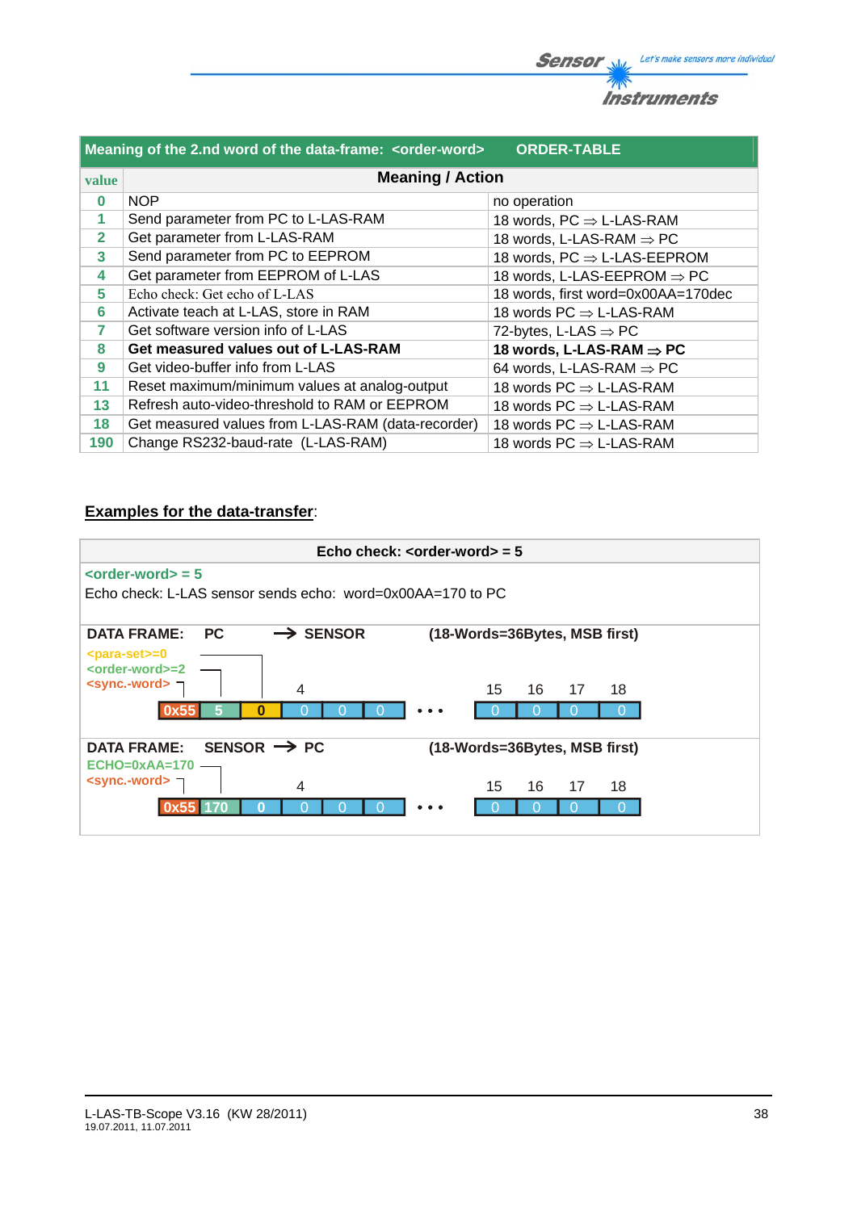| value | Meaning of the 2.nd word of the data-frame: <order-word> | ORDER-TABLE |
|---|---|---|
| | **Meaning / Action** | |
| 0 | NOP | no operation |
| 1 | Send parameter from PC to L-LAS-RAM | 18 words, PC ⇒ L-LAS-RAM |
| 2 | Get parameter from L-LAS-RAM | 18 words, L-LAS-RAM ⇒ PC |
| 3 | Send parameter from PC to EEPROM | 18 words, PC ⇒ L-LAS-EEPROM |
| 4 | Get parameter from EEPROM of L-LAS | 18 words, L-LAS-EEPROM ⇒ PC |
| 5 | Echo check: Get echo of L-LAS | 18 words, first word=0x00AA=170dec |
| 6 | Activate teach at L-LAS, store in RAM | 18 words PC ⇒ L-LAS-RAM |
| 7 | Get software version info of L-LAS | 72-bytes, L-LAS ⇒ PC |
| 8 | **Get measured values out of L-LAS-RAM** | **18 words, L-LAS-RAM ⇒ PC** |
| 9 | Get video-buffer info from L-LAS | 64 words, L-LAS-RAM ⇒ PC |
| 11 | Reset maximum/minimum values at analog-output | 18 words PC ⇒ L-LAS-RAM |
| 13 | Refresh auto-video-threshold to RAM or EEPROM | 18 words PC ⇒ L-LAS-RAM |
| 18 | Get measured values from L-LAS-RAM (data-recorder) | 18 words PC ⇒ L-LAS-RAM |
| 190 | Change RS232-baud-rate (L-LAS-RAM) | 18 words PC ⇒ L-LAS-RAM |

## Examples for the data-transfer:

**Echo check: <order-word> = 5**

<order-word> = 5

Echo check: L-LAS sensor sends echo: word=0x00AA=170 to PC

**DATA FRAME: PC → SENSOR (18-Words=36Bytes, MSB first)**

<para-set>=0
<order-word>=2
<sync.-word>

| 1 | 2 | 3 | 4 | 5 | 6 | ... | 15 | 16 | 17 | 18 |
|---|---|---|---|---|---|---|---|---|---|---|
| 0x55 | 5 | 0 | 0 | 0 | 0 | • • • | 0 | 0 | 0 | 0 |

**DATA FRAME: SENSOR → PC (18-Words=36Bytes, MSB first)**

ECHO=0xAA=170
<sync.-word>

| 1 | 2 | 3 | 4 | 5 | 6 | ... | 15 | 16 | 17 | 18 |
|---|---|---|---|---|---|---|---|---|---|---|
| 0x55 | 170 | 0 | 0 | 0 | 0 | • • • | 0 | 0 | 0 | 0 |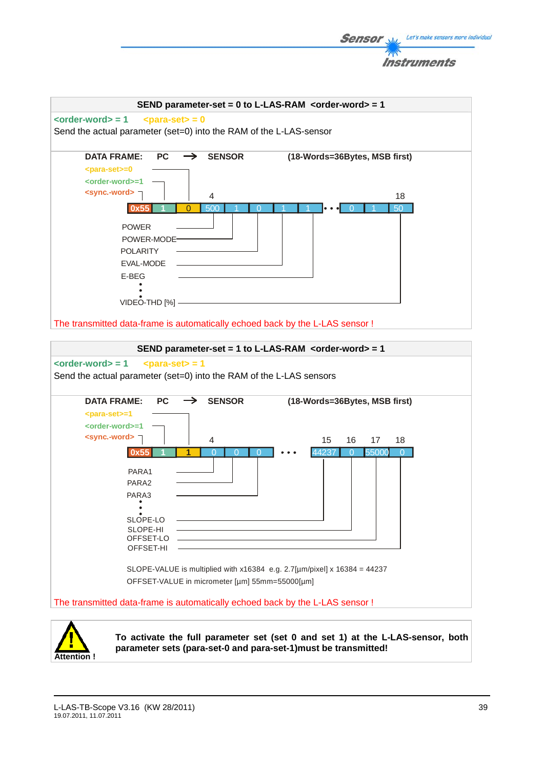## SEND parameter-set = 0 to L-LAS-RAM <order-word> = 1

<order-word> = 1 <para-set> = 0

Send the actual parameter (set=0) into the RAM of the L-LAS-sensor

DATA FRAME: PC → SENSOR (18-Words=36Bytes, MSB first)

<para-set>=0
<order-word>=1
<sync.-word>

| 0x55 | 1 | 0 | 500 | 1 | 0 | 1 | 1 | • • • | 0 | 1 | 50 |
|---|---|---|---|---|---|---|---|---|---|---|---|
| | | | 4 | | | | | | | | 18 |

- POWER (500)
- POWER-MODE (1)
- POLARITY (0)
- EVAL-MODE (1)
- E-BEG (1)
- ⋮
- VIDEO-THD [%] (50)

The transmitted data-frame is automatically echoed back by the L-LAS sensor !

## SEND parameter-set = 1 to L-LAS-RAM <order-word> = 1

<order-word> = 1 <para-set> = 1

Send the actual parameter (set=0) into the RAM of the L-LAS sensors

DATA FRAME: PC → SENSOR (18-Words=36Bytes, MSB first)

<para-set>=1
<order-word>=1
<sync.-word>

| 0x55 | 1 | 1 | 0 | 0 | 0 | • • • | 44237 | 0 | 55000 | 0 |
|---|---|---|---|---|---|---|---|---|---|---|
| | | | 4 | | | | 15 | 16 | 17 | 18 |

- PARA1 (0)
- PARA2 (0)
- PARA3 (0)
- ⋮
- SLOPE-LO (44237)
- SLOPE-HI (0)
- OFFSET-LO (55000)
- OFFSET-HI (0)

SLOPE-VALUE is multiplied with x16384 e.g. 2.7[µm/pixel] x 16384 = 44237

OFFSET-VALUE in micrometer [µm] 55mm=55000[µm]

The transmitted data-frame is automatically echoed back by the L-LAS sensor !

**Attention !**

**To activate the full parameter set (set 0 and set 1) at the L-LAS-sensor, both parameter sets (para-set-0 and para-set-1)must be transmitted!**

L-LAS-TB-Scope V3.16 (KW 28/2011)
19.07.2011, 11.07.2011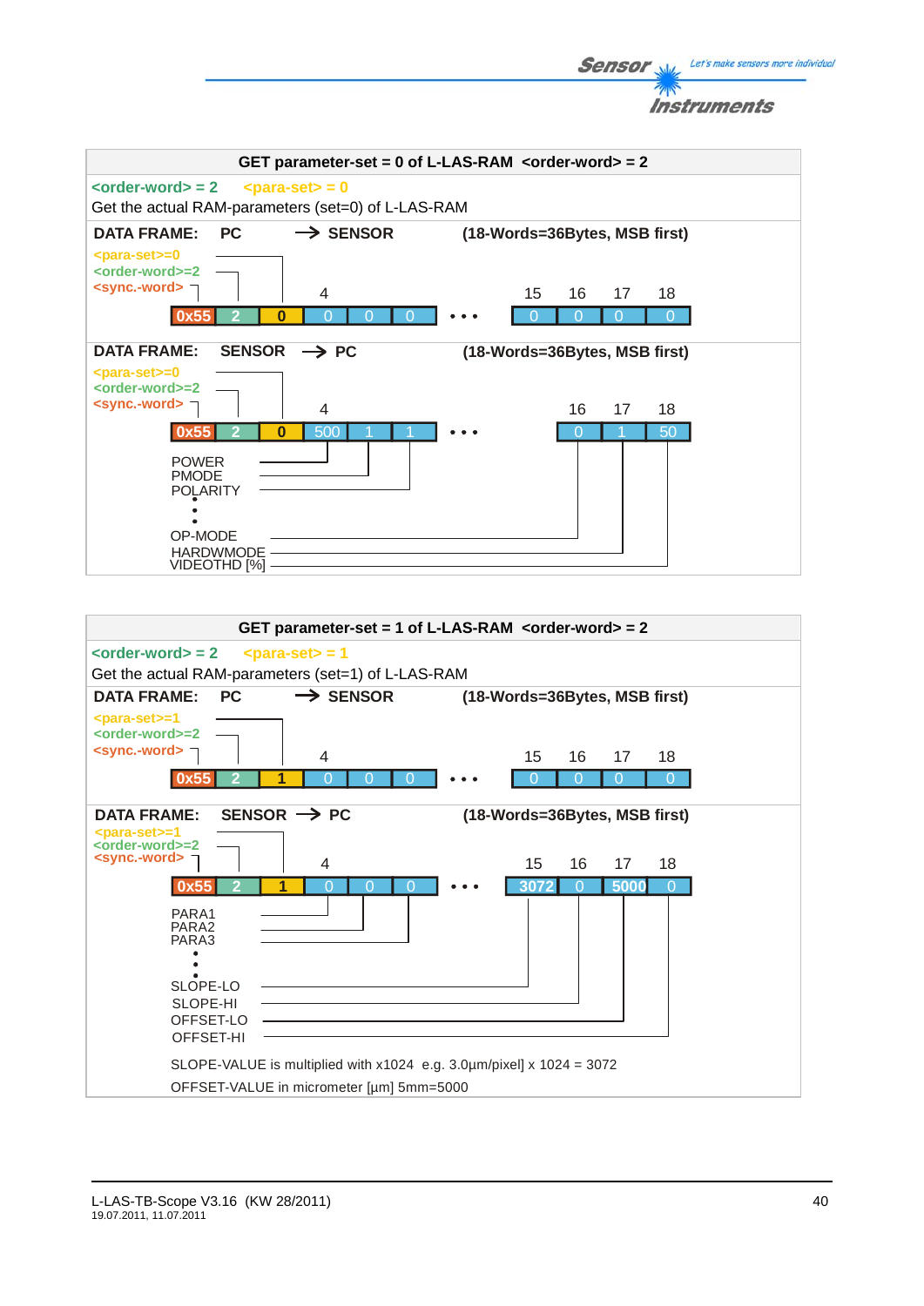## GET parameter-set = 0 of L-LAS-RAM <order-word> = 2

<order-word> = 2 <para-set> = 0

Get the actual RAM-parameters (set=0) of L-LAS-RAM

**DATA FRAME: PC → SENSOR (18-Words=36Bytes, MSB first)**

<para-set>=0
<order-word>=2
<sync.-word>

| 0x55 | 2 | 0 | 0 | 0 | 0 | • • • | 0 | 0 | 0 | 0 |
|---|---|---|---|---|---|---|---|---|---|---|
| | | | 4 | | | | 15 | 16 | 17 | 18 |

**DATA FRAME: SENSOR → PC (18-Words=36Bytes, MSB first)**

<para-set>=0
<order-word>=2
<sync.-word>

| 0x55 | 2 | 0 | 500 | 1 | 1 | • • • | 0 | 1 | 50 |
|---|---|---|---|---|---|---|---|---|---|
| | | | 4 | | | | 16 | 17 | 18 |

POWER
PMODE
POLARITY
•
•
OP-MODE
HARDWMODE
VIDEOTHD [%]

## GET parameter-set = 1 of L-LAS-RAM <order-word> = 2

<order-word> = 2 <para-set> = 1

Get the actual RAM-parameters (set=1) of L-LAS-RAM

**DATA FRAME: PC → SENSOR (18-Words=36Bytes, MSB first)**

<para-set>=1
<order-word>=2
<sync.-word>

| 0x55 | 2 | 1 | 0 | 0 | 0 | • • • | 0 | 0 | 0 | 0 |
|---|---|---|---|---|---|---|---|---|---|---|
| | | | 4 | | | | 15 | 16 | 17 | 18 |

**DATA FRAME: SENSOR → PC (18-Words=36Bytes, MSB first)**

<para-set>=1
<order-word>=2
<sync.-word>

| 0x55 | 2 | 1 | 0 | 0 | 0 | • • • | 3072 | 0 | 5000 | 0 |
|---|---|---|---|---|---|---|---|---|---|---|
| | | | 4 | | | | 15 | 16 | 17 | 18 |

PARA1
PARA2
PARA3
•
•
SLOPE-LO
SLOPE-HI
OFFSET-LO
OFFSET-HI

SLOPE-VALUE is multiplied with x1024 e.g. 3.0µm/pixel] x 1024 = 3072

OFFSET-VALUE in micrometer [µm] 5mm=5000

L-LAS-TB-Scope V3.16 (KW 28/2011)
19.07.2011, 11.07.2011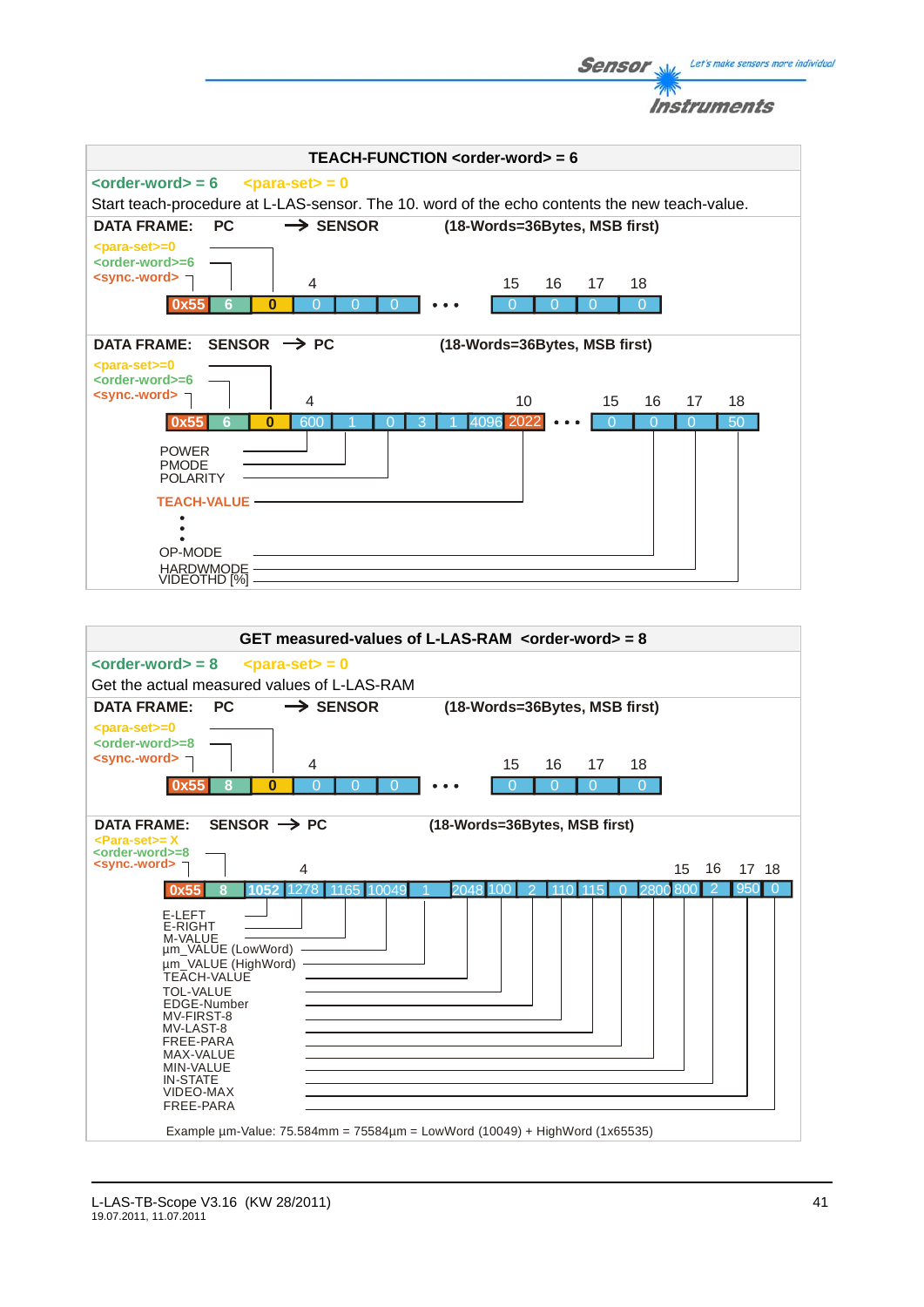## TEACH-FUNCTION <order-word> = 6

<order-word> = 6 <para-set> = 0

Start teach-procedure at L-LAS-sensor. The 10. word of the echo contents the new teach-value.

**DATA FRAME: PC → SENSOR (18-Words=36Bytes, MSB first)**

<para-set>=0
<order-word>=6
<sync.-word>

| 0x55 | 6 | 0 | 0 | 0 | 0 | • • • | 0 | 0 | 0 | 0 |
|---|---|---|---|---|---|---|---|---|---|---|
| | | | 4 | | | | 15 | 16 | 17 | 18 |

**DATA FRAME: SENSOR → PC (18-Words=36Bytes, MSB first)**

<para-set>=0
<order-word>=6
<sync.-word>

| 0x55 | 6 | 0 | 600 | 1 | 0 | 3 | 1 | 4096 | 2022 | • • • | 0 | 0 | 0 | 50 |
|---|---|---|---|---|---|---|---|---|---|---|---|---|---|---|
| | | | 4 | | | | | | 10 | | 15 | 16 | 17 | 18 |

POWER
PMODE
POLARITY
TEACH-VALUE
:
OP-MODE
HARDWMODE
VIDEOTHD [%]

## GET measured-values of L-LAS-RAM <order-word> = 8

<order-word> = 8 <para-set> = 0

Get the actual measured values of L-LAS-RAM

**DATA FRAME: PC → SENSOR (18-Words=36Bytes, MSB first)**

<para-set>=0
<order-word>=8
<sync.-word>

| 0x55 | 8 | 0 | 0 | 0 | 0 | • • • | 0 | 0 | 0 | 0 |
|---|---|---|---|---|---|---|---|---|---|---|
| | | | 4 | | | | 15 | 16 | 17 | 18 |

**DATA FRAME: SENSOR → PC (18-Words=36Bytes, MSB first)**

<Para-set>= X
<order-word>=8
<sync.-word>

| 0x55 | 8 | 1052 | 1278 | 1165 | 10049 | 1 | 2048 | 100 | 2 | 110 | 115 | 0 | 2800 | 800 | 2 | 950 | 0 |
|---|---|---|---|---|---|---|---|---|---|---|---|---|---|---|---|---|---|
| | | 4 | | | | | | | | | | | | 15 | 16 | 17 | 18 |

E-LEFT
E-RIGHT
M-VALUE
µm_VALUE (LowWord)
µm_VALUE (HighWord)
TEACH-VALUE
TOL-VALUE
EDGE-Number
MV-FIRST-8
MV-LAST-8
FREE-PARA
MAX-VALUE
MIN-VALUE
IN-STATE
VIDEO-MAX
FREE-PARA

Example µm-Value: 75.584mm = 75584µm = LowWord (10049) + HighWord (1x65535)

L-LAS-TB-Scope V3.16 (KW 28/2011)
19.07.2011, 11.07.2011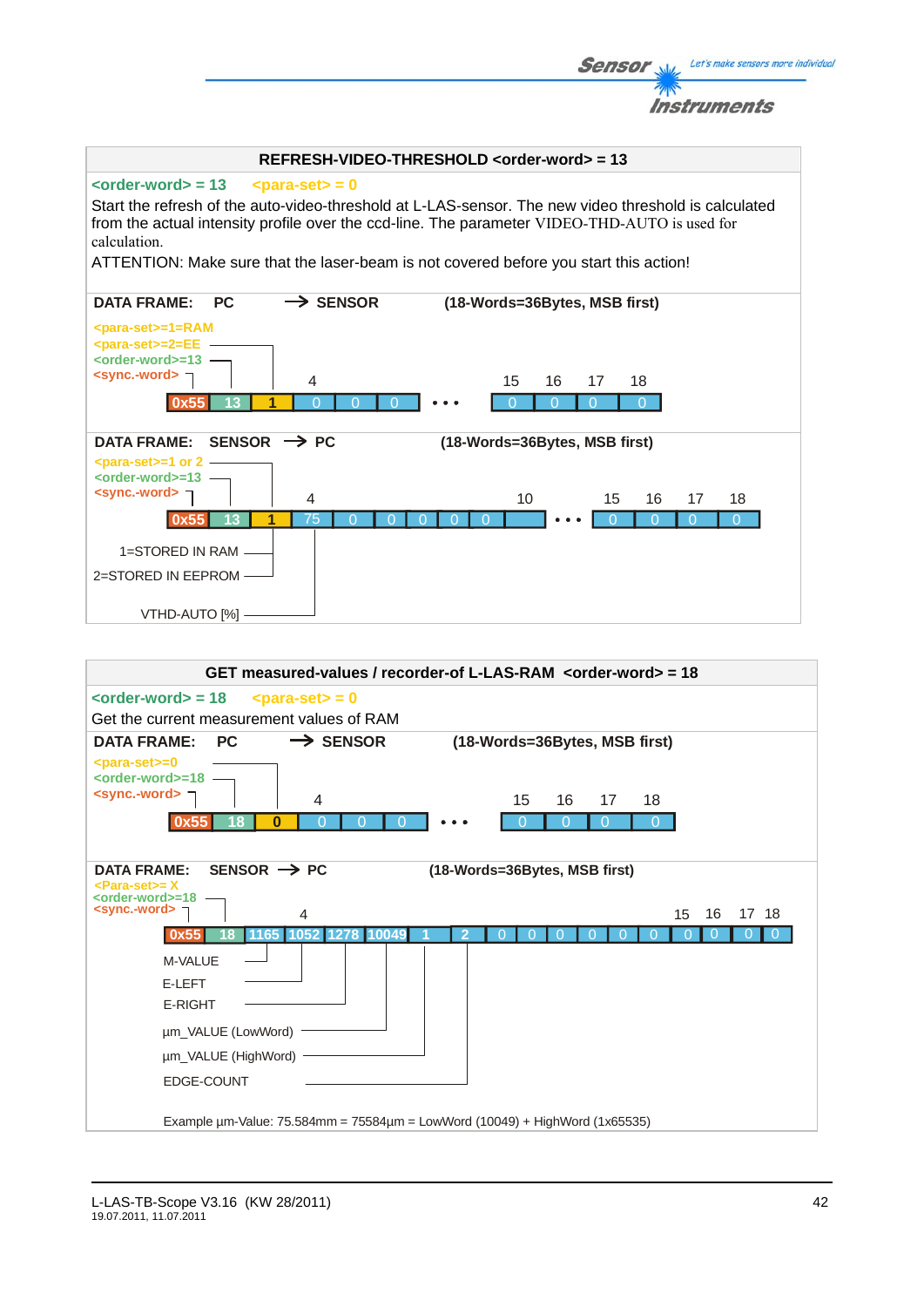## REFRESH-VIDEO-THRESHOLD <order-word> = 13

<order-word> = 13     <para-set> = 0

Start the refresh of the auto-video-threshold at L-LAS-sensor. The new video threshold is calculated from the actual intensity profile over the ccd-line. The parameter VIDEO-THD-AUTO is used for calculation.

ATTENTION: Make sure that the laser-beam is not covered before you start this action!

**DATA FRAME: PC → SENSOR (18-Words=36Bytes, MSB first)**

<para-set>=1=RAM
<para-set>=2=EE
<order-word>=13
<sync.-word>

| 0x55 | 13 | 1 | 0 (4) | 0 | 0 | • • • | 0 (15) | 0 (16) | 0 (17) | 0 (18) |
|---|---|---|---|---|---|---|---|---|---|---|

**DATA FRAME: SENSOR → PC (18-Words=36Bytes, MSB first)**

<para-set>=1 or 2
<order-word>=13
<sync.-word>

| 0x55 | 13 | 1 | 75 (4) | 0 | 0 | 0 | 0 | 0 | (10) | • • • | 0 (15) | 0 (16) | 0 (17) | 0 (18) |
|---|---|---|---|---|---|---|---|---|---|---|---|---|---|---|

1=STORED IN RAM
2=STORED IN EEPROM
VTHD-AUTO [%]

## GET measured-values / recorder-of L-LAS-RAM <order-word> = 18

<order-word> = 18     <para-set> = 0

Get the current measurement values of RAM

**DATA FRAME: PC → SENSOR (18-Words=36Bytes, MSB first)**

<para-set>=0
<order-word>=18
<sync.-word>

| 0x55 | 18 | 0 | 0 (4) | 0 | 0 | • • • | 0 (15) | 0 (16) | 0 (17) | 0 (18) |
|---|---|---|---|---|---|---|---|---|---|---|

**DATA FRAME: SENSOR → PC (18-Words=36Bytes, MSB first)**

<Para-set>= X
<order-word>=18
<sync.-word>

| 0x55 | 18 | 1165 (4) | 1052 | 1278 | 10049 | 1 | 2 | 0 | 0 | 0 | 0 | 0 | 0 | 0 (15) | 0 (16) | 0 (17) | 0 (18) |
|---|---|---|---|---|---|---|---|---|---|---|---|---|---|---|---|---|---|

M-VALUE
E-LEFT
E-RIGHT
µm_VALUE (LowWord)
µm_VALUE (HighWord)
EDGE-COUNT

Example µm-Value: 75.584mm = 75584µm = LowWord (10049) + HighWord (1x65535)

L-LAS-TB-Scope V3.16 (KW 28/2011)
19.07.2011, 11.07.2011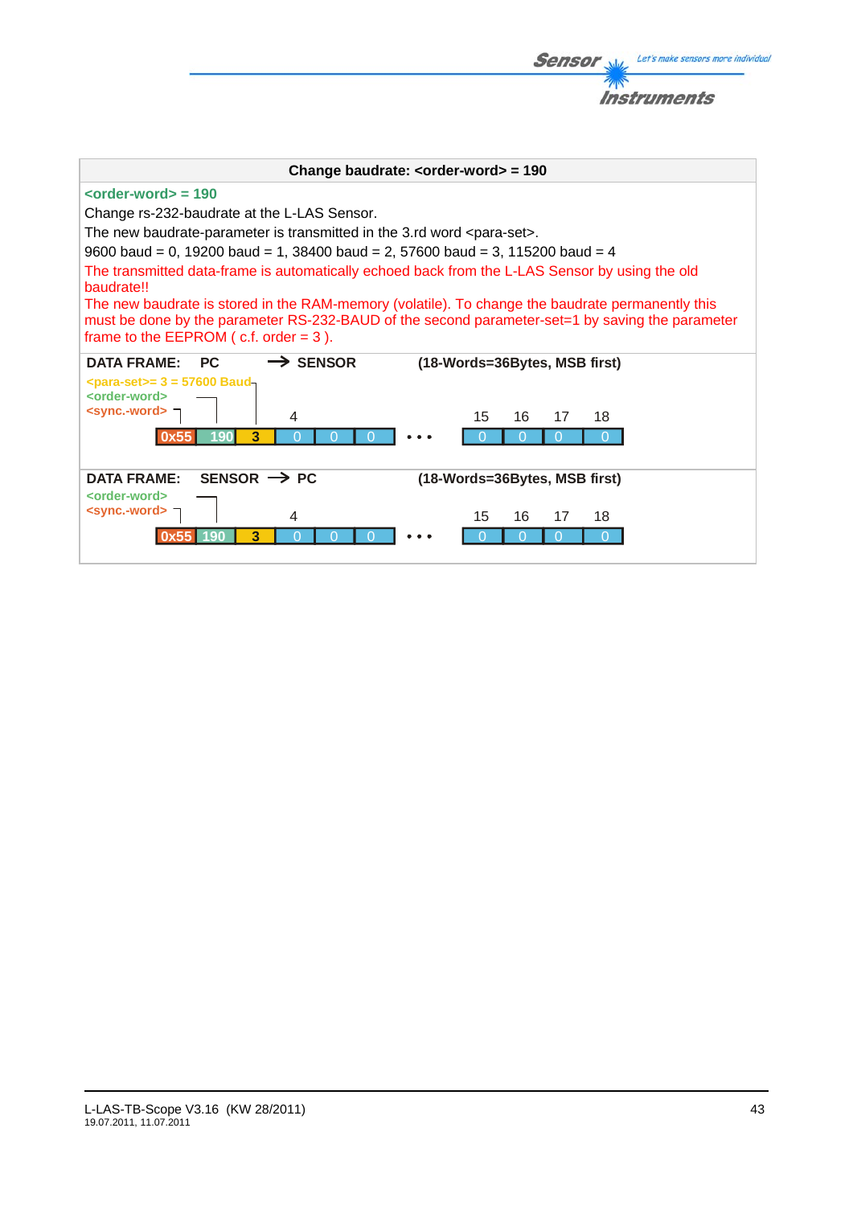## Change baudrate: <order-word> = 190

**<order-word> = 190**

Change rs-232-baudrate at the L-LAS Sensor.

The new baudrate-parameter is transmitted in the 3.rd word <para-set>.

9600 baud = 0, 19200 baud = 1, 38400 baud = 2, 57600 baud = 3, 115200 baud = 4

The transmitted data-frame is automatically echoed back from the L-LAS Sensor by using the old baudrate!!

The new baudrate is stored in the RAM-memory (volatile). To change the baudrate permanently this must be done by the parameter RS-232-BAUD of the second parameter-set=1 by saving the parameter frame to the EEPROM ( c.f. order = 3 ).

**DATA FRAME: PC → SENSOR (18-Words=36Bytes, MSB first)**

<sync.-word>, <order-word>, <para-set>= 3 = 57600 Baud

| 1 | 2 | 3 | 4 | 5 | 6 | ... | 15 | 16 | 17 | 18 |
|---|---|---|---|---|---|---|---|---|---|---|
| 0x55 | 190 | 3 | 0 | 0 | 0 | • • • | 0 | 0 | 0 | 0 |

**DATA FRAME: SENSOR → PC (18-Words=36Bytes, MSB first)**

<sync.-word>, <order-word>

| 1 | 2 | 3 | 4 | 5 | 6 | ... | 15 | 16 | 17 | 18 |
|---|---|---|---|---|---|---|---|---|---|---|
| 0x55 | 190 | 3 | 0 | 0 | 0 | • • • | 0 | 0 | 0 | 0 |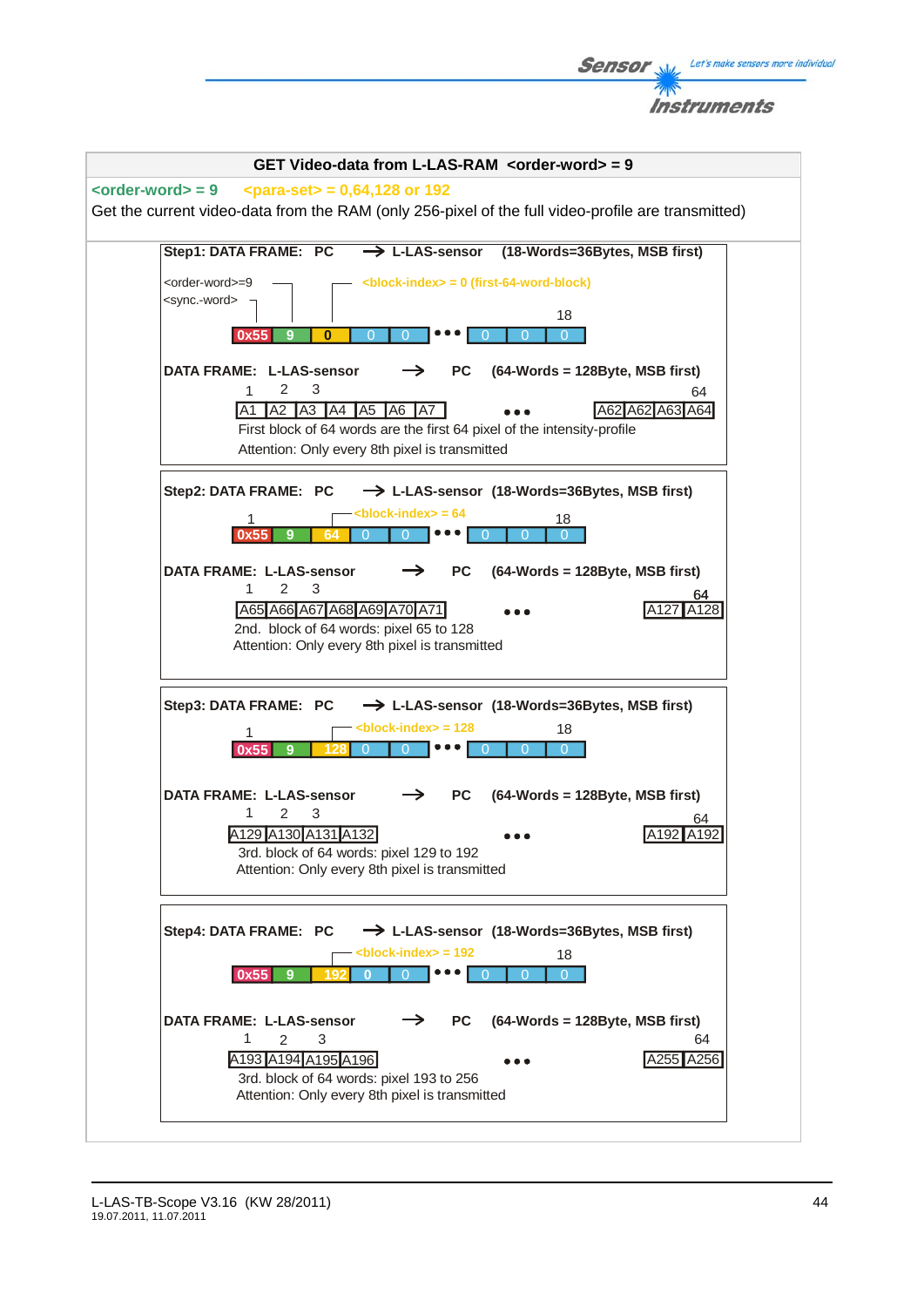## GET Video-data from L-LAS-RAM <order-word> = 9

<order-word> = 9    <para-set> = 0,64,128 or 192

Get the current video-data from the RAM (only 256-pixel of the full video-profile are transmitted)

**Step1: DATA FRAME: PC → L-LAS-sensor (18-Words=36Bytes, MSB first)**

<order-word>=9
<sync.-word>
<block-index> = 0 (first-64-word-block)

| 0x55 | 9 | 0 | 0 | 0 | ••• | 0 | 0 | 0 (18) |
|---|---|---|---|---|---|---|---|---|

**DATA FRAME: L-LAS-sensor → PC (64-Words = 128Byte, MSB first)**

| 1 | 2 | 3 | | | | | | | | | 64 |
|---|---|---|---|---|---|---|---|---|---|---|---|
| A1 | A2 | A3 | A4 | A5 | A6 | A7 | ••• | A62 | A62 | A63 | A64 |

First block of 64 words are the first 64 pixel of the intensity-profile

Attention: Only every 8th pixel is transmitted

**Step2: DATA FRAME: PC → L-LAS-sensor (18-Words=36Bytes, MSB first)**

<block-index> = 64

| 0x55 (1) | 9 | 64 | 0 | 0 | ••• | 0 | 0 | 0 (18) |
|---|---|---|---|---|---|---|---|---|

**DATA FRAME: L-LAS-sensor → PC (64-Words = 128Byte, MSB first)**

| 1 | 2 | 3 | | | | | | | 64 |
|---|---|---|---|---|---|---|---|---|---|
| A65 | A66 | A67 | A68 | A69 | A70 | A71 | ••• | A127 | A128 |

2nd. block of 64 words: pixel 65 to 128

Attention: Only every 8th pixel is transmitted

**Step3: DATA FRAME: PC → L-LAS-sensor (18-Words=36Bytes, MSB first)**

<block-index> = 128

| 0x55 (1) | 9 | 128 | 0 | 0 | ••• | 0 | 0 | 0 (18) |
|---|---|---|---|---|---|---|---|---|

**DATA FRAME: L-LAS-sensor → PC (64-Words = 128Byte, MSB first)**

| 1 | 2 | 3 | | | | 64 |
|---|---|---|---|---|---|---|
| A129 | A130 | A131 | A132 | ••• | A192 | A192 |

3rd. block of 64 words: pixel 129 to 192

Attention: Only every 8th pixel is transmitted

**Step4: DATA FRAME: PC → L-LAS-sensor (18-Words=36Bytes, MSB first)**

<block-index> = 192

| 0x55 | 9 | 192 | 0 | 0 | ••• | 0 | 0 | 0 (18) |
|---|---|---|---|---|---|---|---|---|

**DATA FRAME: L-LAS-sensor → PC (64-Words = 128Byte, MSB first)**

| 1 | 2 | 3 | | | | 64 |
|---|---|---|---|---|---|---|
| A193 | A194 | A195 | A196 | ••• | A255 | A256 |

3rd. block of 64 words: pixel 193 to 256

Attention: Only every 8th pixel is transmitted

L-LAS-TB-Scope V3.16 (KW 28/2011)
19.07.2011, 11.07.2011